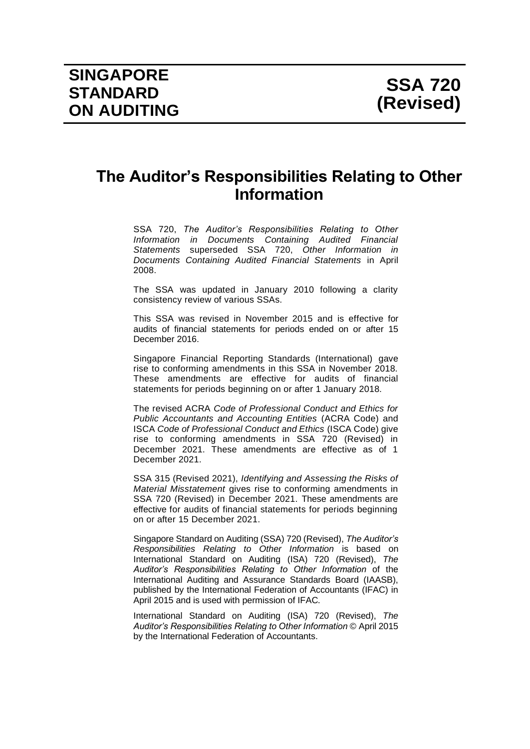# SINGAPORE STANDARD ON AUDITING

# SSA 720 (Revised)

## The Auditor's Responsibilities Relating to Other Information

SSA 720, *The Auditor's Responsibilities Relating to Other Information in Documents Containing Audited Financial Statements* superseded SSA 720, *Other Information in Documents Containing Audited Financial Statements* in April 2008.

The SSA was updated in January 2010 following a clarity consistency review of various SSAs.

This SSA was revised in November 2015 and is effective for audits of financial statements for periods ended on or after 15 December 2016.

Singapore Financial Reporting Standards (International) gave rise to conforming amendments in this SSA in November 2018. These amendments are effective for audits of financial statements for periods beginning on or after 1 January 2018.

The revised ACRA *Code of Professional Conduct and Ethics for Public Accountants and Accounting Entities* (ACRA Code) and ISCA *Code of Professional Conduct and Ethics* (ISCA Code) give rise to conforming amendments in SSA 720 (Revised) in December 2021. These amendments are effective as of 1 December 2021.

SSA 315 (Revised 2021), *Identifying and Assessing the Risks of Material Misstatement* gives rise to conforming amendments in SSA 720 (Revised) in December 2021. These amendments are effective for audits of financial statements for periods beginning on or after 15 December 2021.

Singapore Standard on Auditing (SSA) 720 (Revised), *The Auditor's Responsibilities Relating to Other Information* is based on International Standard on Auditing (ISA) 720 (Revised), *The Auditor's Responsibilities Relating to Other Information* of the International Auditing and Assurance Standards Board (IAASB), published by the International Federation of Accountants (IFAC) in April 2015 and is used with permission of IFAC.

International Standard on Auditing (ISA) 720 (Revised), *The Auditor's Responsibilities Relating to Other Information* © April 2015 by the International Federation of Accountants.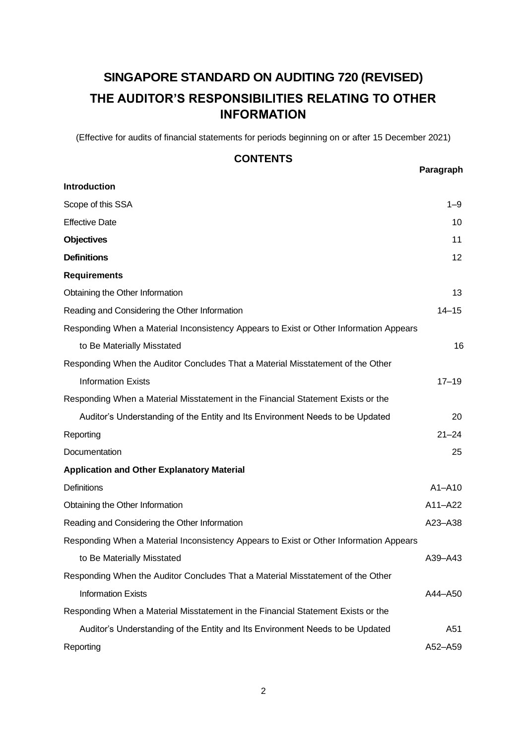# SINGAPORE STANDARD ON AUDITING 720 (REVISED)

# THE AUDITOR'S RESPONSIBILITIES RELATING TO OTHER INFORMATION

(Effective for audits of financial statements for periods beginning on or after 15 December 2021)

## CONTENTS

| | Paragraph |
|---|---|
| **Introduction** | |
| Scope of this SSA | 1–9 |
| Effective Date | 10 |
| **Objectives** | 11 |
| **Definitions** | 12 |
| **Requirements** | |
| Obtaining the Other Information | 13 |
| Reading and Considering the Other Information | 14–15 |
| Responding When a Material Inconsistency Appears to Exist or Other Information Appears to Be Materially Misstated | 16 |
| Responding When the Auditor Concludes That a Material Misstatement of the Other Information Exists | 17–19 |
| Responding When a Material Misstatement in the Financial Statement Exists or the Auditor's Understanding of the Entity and Its Environment Needs to be Updated | 20 |
| Reporting | 21–24 |
| Documentation | 25 |
| **Application and Other Explanatory Material** | |
| Definitions | A1–A10 |
| Obtaining the Other Information | A11–A22 |
| Reading and Considering the Other Information | A23–A38 |
| Responding When a Material Inconsistency Appears to Exist or Other Information Appears to Be Materially Misstated | A39–A43 |
| Responding When the Auditor Concludes That a Material Misstatement of the Other Information Exists | A44–A50 |
| Responding When a Material Misstatement in the Financial Statement Exists or the Auditor's Understanding of the Entity and Its Environment Needs to be Updated | A51 |
| Reporting | A52–A59 |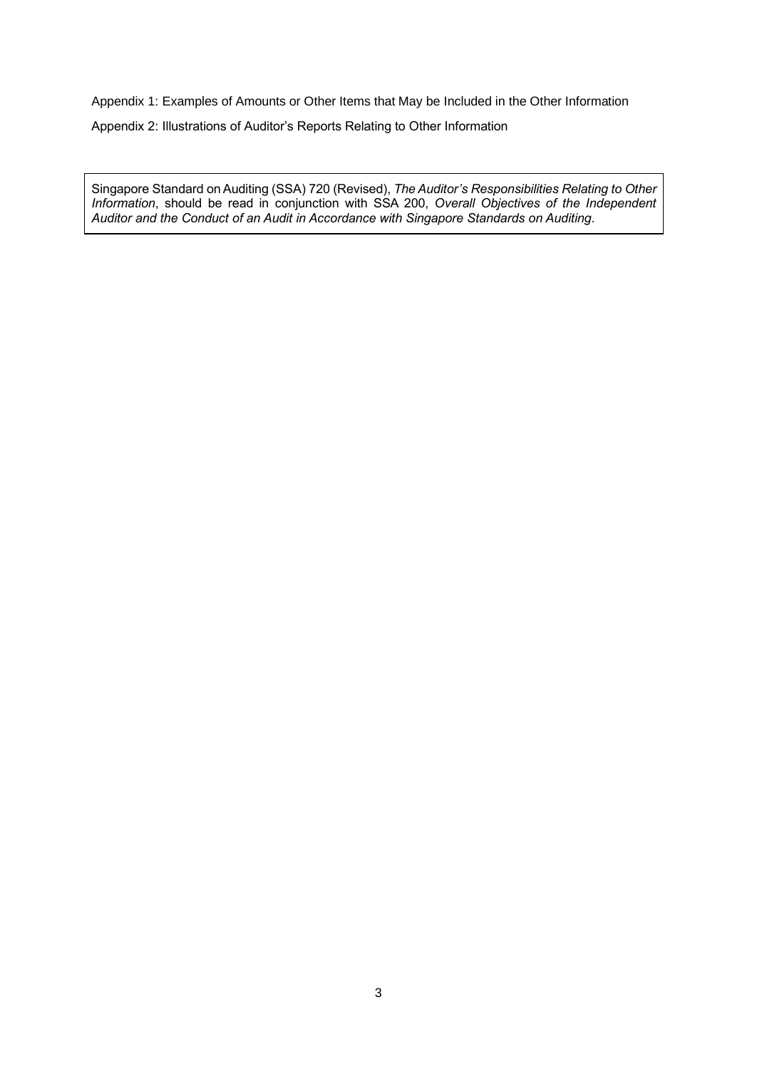Appendix 1: Examples of Amounts or Other Items that May be Included in the Other Information

Appendix 2: Illustrations of Auditor's Reports Relating to Other Information

Singapore Standard on Auditing (SSA) 720 (Revised), *The Auditor's Responsibilities Relating to Other Information*, should be read in conjunction with SSA 200, *Overall Objectives of the Independent Auditor and the Conduct of an Audit in Accordance with Singapore Standards on Auditing*.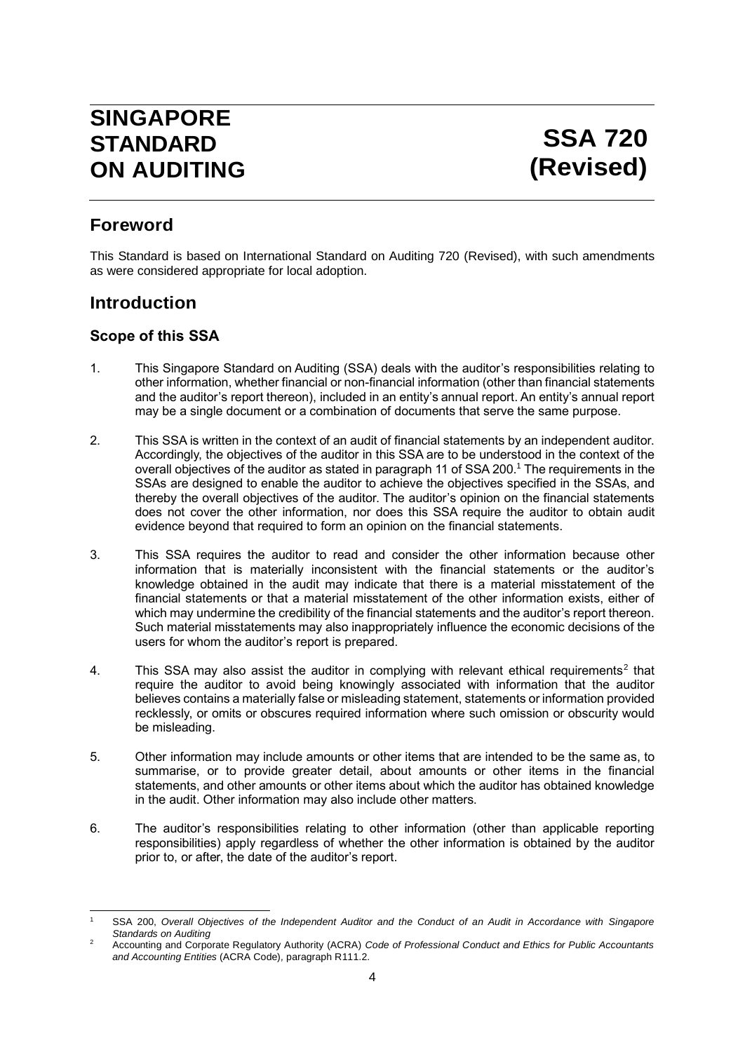# SINGAPORE STANDARD ON AUDITING

# SSA 720 (Revised)

## Foreword

This Standard is based on International Standard on Auditing 720 (Revised), with such amendments as were considered appropriate for local adoption.

## Introduction

### Scope of this SSA

1. This Singapore Standard on Auditing (SSA) deals with the auditor's responsibilities relating to other information, whether financial or non-financial information (other than financial statements and the auditor's report thereon), included in an entity's annual report. An entity's annual report may be a single document or a combination of documents that serve the same purpose.

2. This SSA is written in the context of an audit of financial statements by an independent auditor. Accordingly, the objectives of the auditor in this SSA are to be understood in the context of the overall objectives of the auditor as stated in paragraph 11 of SSA 200.[1] The requirements in the SSAs are designed to enable the auditor to achieve the objectives specified in the SSAs, and thereby the overall objectives of the auditor. The auditor's opinion on the financial statements does not cover the other information, nor does this SSA require the auditor to obtain audit evidence beyond that required to form an opinion on the financial statements.

3. This SSA requires the auditor to read and consider the other information because other information that is materially inconsistent with the financial statements or the auditor's knowledge obtained in the audit may indicate that there is a material misstatement of the financial statements or that a material misstatement of the other information exists, either of which may undermine the credibility of the financial statements and the auditor's report thereon. Such material misstatements may also inappropriately influence the economic decisions of the users for whom the auditor's report is prepared.

4. This SSA may also assist the auditor in complying with relevant ethical requirements[2] that require the auditor to avoid being knowingly associated with information that the auditor believes contains a materially false or misleading statement, statements or information provided recklessly, or omits or obscures required information where such omission or obscurity would be misleading.

5. Other information may include amounts or other items that are intended to be the same as, to summarise, or to provide greater detail, about amounts or other items in the financial statements, and other amounts or other items about which the auditor has obtained knowledge in the audit. Other information may also include other matters.

6. The auditor's responsibilities relating to other information (other than applicable reporting responsibilities) apply regardless of whether the other information is obtained by the auditor prior to, or after, the date of the auditor's report.

---

[1] SSA 200, *Overall Objectives of the Independent Auditor and the Conduct of an Audit in Accordance with Singapore Standards on Auditing*

[2] Accounting and Corporate Regulatory Authority (ACRA) *Code of Professional Conduct and Ethics for Public Accountants and Accounting Entities* (ACRA Code), paragraph R111.2.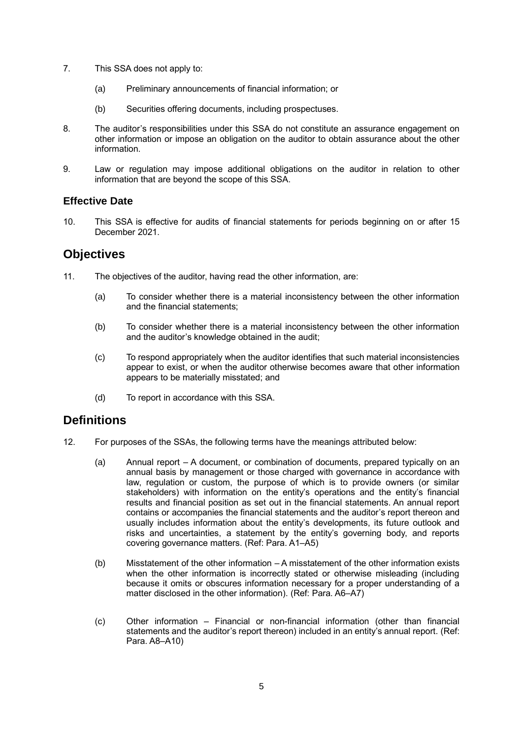7. This SSA does not apply to:

   (a) Preliminary announcements of financial information; or

   (b) Securities offering documents, including prospectuses.

8. The auditor's responsibilities under this SSA do not constitute an assurance engagement on other information or impose an obligation on the auditor to obtain assurance about the other information.

9. Law or regulation may impose additional obligations on the auditor in relation to other information that are beyond the scope of this SSA.

### Effective Date

10. This SSA is effective for audits of financial statements for periods beginning on or after 15 December 2021.

## Objectives

11. The objectives of the auditor, having read the other information, are:

    (a) To consider whether there is a material inconsistency between the other information and the financial statements;

    (b) To consider whether there is a material inconsistency between the other information and the auditor's knowledge obtained in the audit;

    (c) To respond appropriately when the auditor identifies that such material inconsistencies appear to exist, or when the auditor otherwise becomes aware that other information appears to be materially misstated; and

    (d) To report in accordance with this SSA.

## Definitions

12. For purposes of the SSAs, the following terms have the meanings attributed below:

    (a) Annual report – A document, or combination of documents, prepared typically on an annual basis by management or those charged with governance in accordance with law, regulation or custom, the purpose of which is to provide owners (or similar stakeholders) with information on the entity's operations and the entity's financial results and financial position as set out in the financial statements. An annual report contains or accompanies the financial statements and the auditor's report thereon and usually includes information about the entity's developments, its future outlook and risks and uncertainties, a statement by the entity's governing body, and reports covering governance matters. (Ref: Para. A1–A5)

    (b) Misstatement of the other information – A misstatement of the other information exists when the other information is incorrectly stated or otherwise misleading (including because it omits or obscures information necessary for a proper understanding of a matter disclosed in the other information). (Ref: Para. A6–A7)

    (c) Other information – Financial or non-financial information (other than financial statements and the auditor's report thereon) included in an entity's annual report. (Ref: Para. A8–A10)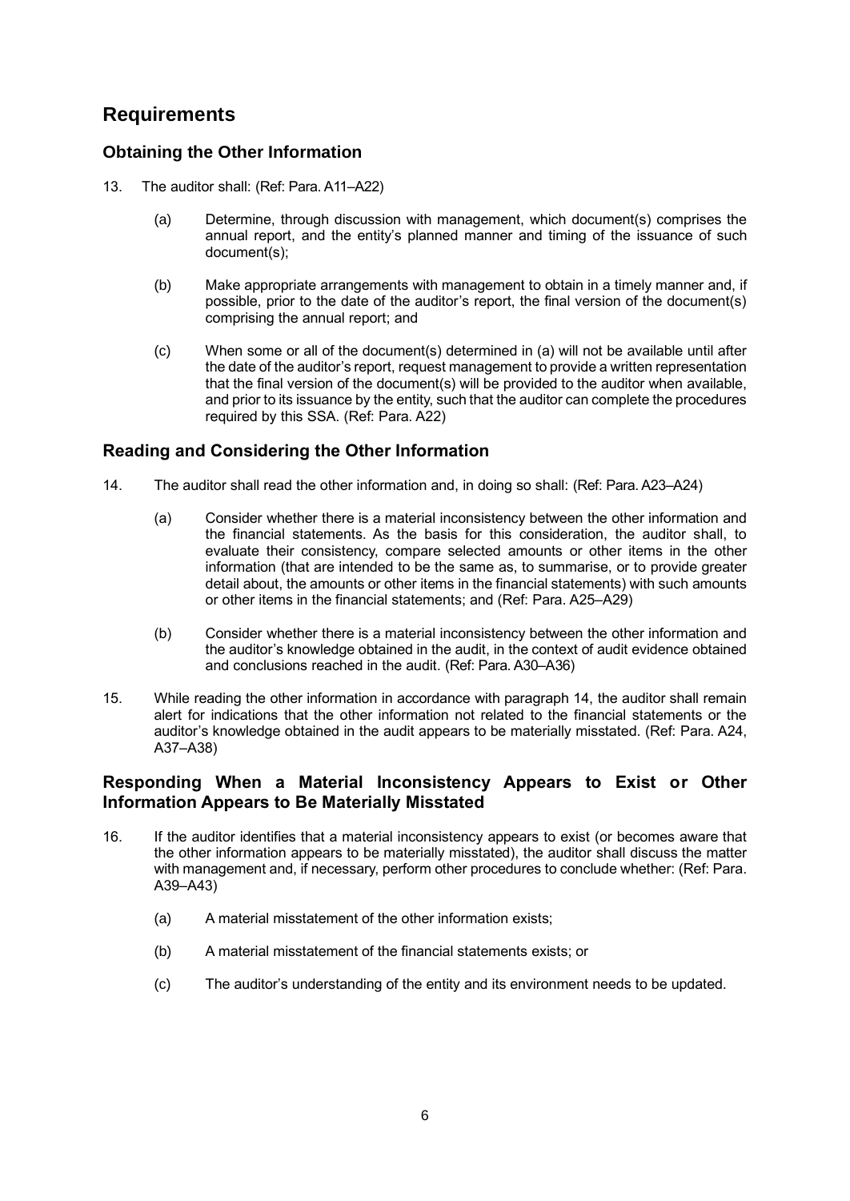## Requirements

### Obtaining the Other Information

13. The auditor shall: (Ref: Para. A11–A22)

    (a) Determine, through discussion with management, which document(s) comprises the annual report, and the entity's planned manner and timing of the issuance of such document(s);

    (b) Make appropriate arrangements with management to obtain in a timely manner and, if possible, prior to the date of the auditor's report, the final version of the document(s) comprising the annual report; and

    (c) When some or all of the document(s) determined in (a) will not be available until after the date of the auditor's report, request management to provide a written representation that the final version of the document(s) will be provided to the auditor when available, and prior to its issuance by the entity, such that the auditor can complete the procedures required by this SSA. (Ref: Para. A22)

### Reading and Considering the Other Information

14. The auditor shall read the other information and, in doing so shall: (Ref: Para. A23–A24)

    (a) Consider whether there is a material inconsistency between the other information and the financial statements. As the basis for this consideration, the auditor shall, to evaluate their consistency, compare selected amounts or other items in the other information (that are intended to be the same as, to summarise, or to provide greater detail about, the amounts or other items in the financial statements) with such amounts or other items in the financial statements; and (Ref: Para. A25–A29)

    (b) Consider whether there is a material inconsistency between the other information and the auditor's knowledge obtained in the audit, in the context of audit evidence obtained and conclusions reached in the audit. (Ref: Para. A30–A36)

15. While reading the other information in accordance with paragraph 14, the auditor shall remain alert for indications that the other information not related to the financial statements or the auditor's knowledge obtained in the audit appears to be materially misstated. (Ref: Para. A24, A37–A38)

### Responding When a Material Inconsistency Appears to Exist or Other Information Appears to Be Materially Misstated

16. If the auditor identifies that a material inconsistency appears to exist (or becomes aware that the other information appears to be materially misstated), the auditor shall discuss the matter with management and, if necessary, perform other procedures to conclude whether: (Ref: Para. A39–A43)

    (a) A material misstatement of the other information exists;

    (b) A material misstatement of the financial statements exists; or

    (c) The auditor's understanding of the entity and its environment needs to be updated.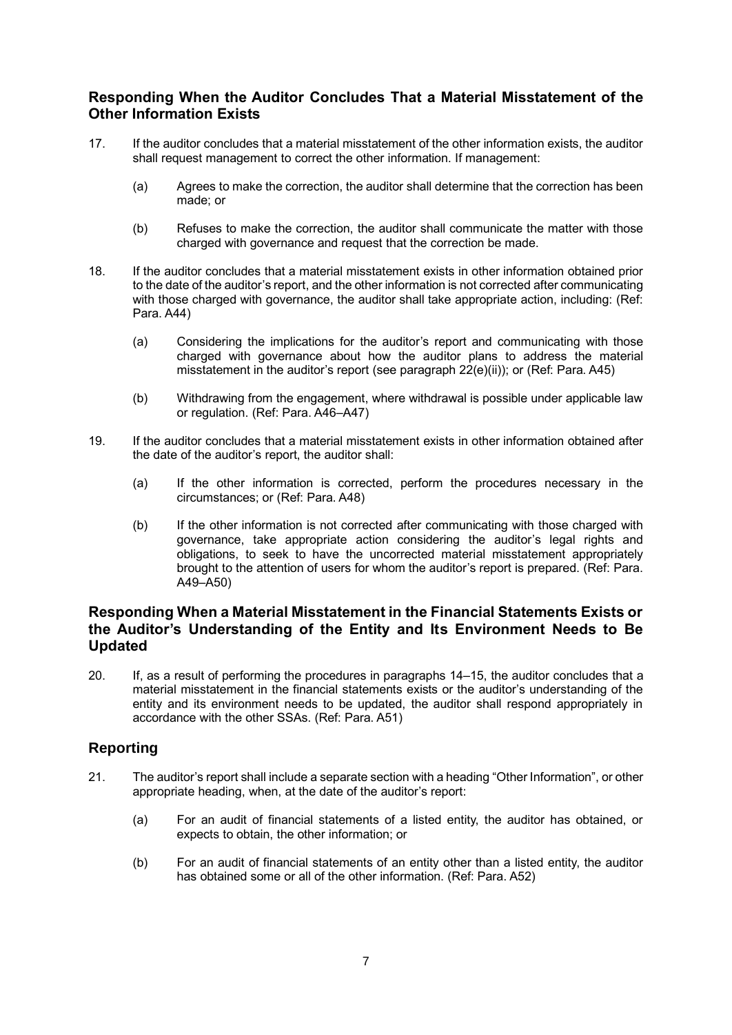## Responding When the Auditor Concludes That a Material Misstatement of the Other Information Exists

17. If the auditor concludes that a material misstatement of the other information exists, the auditor shall request management to correct the other information. If management:

    (a) Agrees to make the correction, the auditor shall determine that the correction has been made; or

    (b) Refuses to make the correction, the auditor shall communicate the matter with those charged with governance and request that the correction be made.

18. If the auditor concludes that a material misstatement exists in other information obtained prior to the date of the auditor's report, and the other information is not corrected after communicating with those charged with governance, the auditor shall take appropriate action, including: (Ref: Para. A44)

    (a) Considering the implications for the auditor's report and communicating with those charged with governance about how the auditor plans to address the material misstatement in the auditor's report (see paragraph 22(e)(ii)); or (Ref: Para. A45)

    (b) Withdrawing from the engagement, where withdrawal is possible under applicable law or regulation. (Ref: Para. A46–A47)

19. If the auditor concludes that a material misstatement exists in other information obtained after the date of the auditor's report, the auditor shall:

    (a) If the other information is corrected, perform the procedures necessary in the circumstances; or (Ref: Para. A48)

    (b) If the other information is not corrected after communicating with those charged with governance, take appropriate action considering the auditor's legal rights and obligations, to seek to have the uncorrected material misstatement appropriately brought to the attention of users for whom the auditor's report is prepared. (Ref: Para. A49–A50)

## Responding When a Material Misstatement in the Financial Statements Exists or the Auditor's Understanding of the Entity and Its Environment Needs to Be Updated

20. If, as a result of performing the procedures in paragraphs 14–15, the auditor concludes that a material misstatement in the financial statements exists or the auditor's understanding of the entity and its environment needs to be updated, the auditor shall respond appropriately in accordance with the other SSAs. (Ref: Para. A51)

## Reporting

21. The auditor's report shall include a separate section with a heading "Other Information", or other appropriate heading, when, at the date of the auditor's report:

    (a) For an audit of financial statements of a listed entity, the auditor has obtained, or expects to obtain, the other information; or

    (b) For an audit of financial statements of an entity other than a listed entity, the auditor has obtained some or all of the other information. (Ref: Para. A52)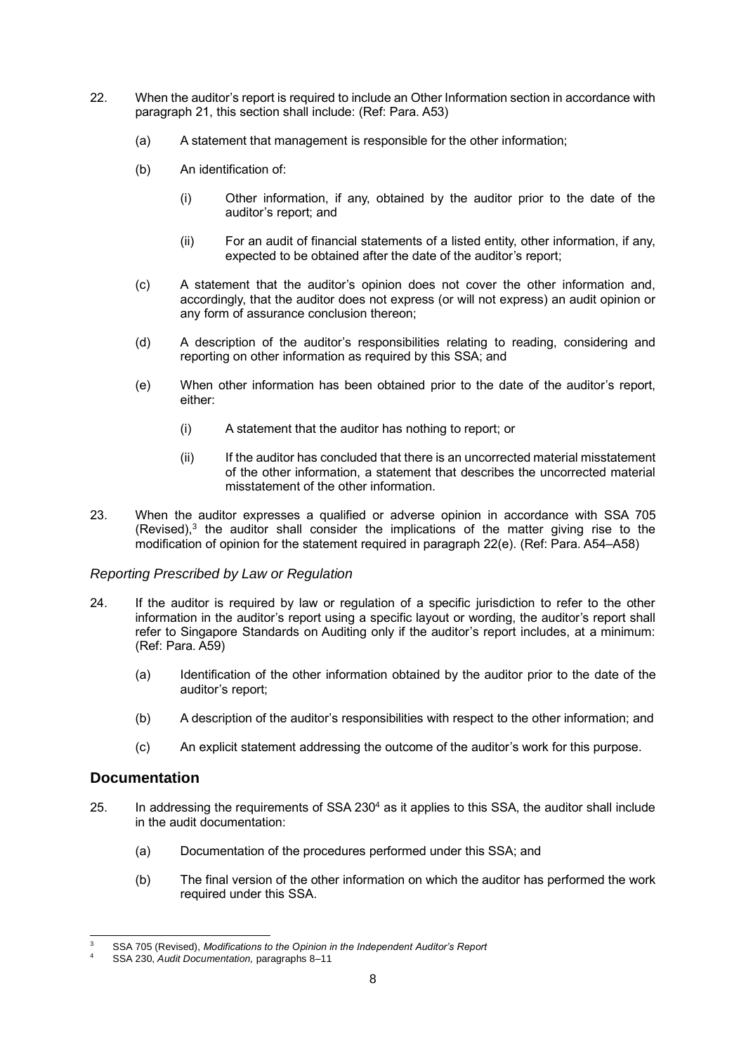22. When the auditor's report is required to include an Other Information section in accordance with paragraph 21, this section shall include: (Ref: Para. A53)

    (a) A statement that management is responsible for the other information;

    (b) An identification of:

        (i) Other information, if any, obtained by the auditor prior to the date of the auditor's report; and

        (ii) For an audit of financial statements of a listed entity, other information, if any, expected to be obtained after the date of the auditor's report;

    (c) A statement that the auditor's opinion does not cover the other information and, accordingly, that the auditor does not express (or will not express) an audit opinion or any form of assurance conclusion thereon;

    (d) A description of the auditor's responsibilities relating to reading, considering and reporting on other information as required by this SSA; and

    (e) When other information has been obtained prior to the date of the auditor's report, either:

        (i) A statement that the auditor has nothing to report; or

        (ii) If the auditor has concluded that there is an uncorrected material misstatement of the other information, a statement that describes the uncorrected material misstatement of the other information.

23. When the auditor expresses a qualified or adverse opinion in accordance with SSA 705 (Revised),[3] the auditor shall consider the implications of the matter giving rise to the modification of opinion for the statement required in paragraph 22(e). (Ref: Para. A54–A58)

*Reporting Prescribed by Law or Regulation*

24. If the auditor is required by law or regulation of a specific jurisdiction to refer to the other information in the auditor's report using a specific layout or wording, the auditor's report shall refer to Singapore Standards on Auditing only if the auditor's report includes, at a minimum: (Ref: Para. A59)

    (a) Identification of the other information obtained by the auditor prior to the date of the auditor's report;

    (b) A description of the auditor's responsibilities with respect to the other information; and

    (c) An explicit statement addressing the outcome of the auditor's work for this purpose.

## Documentation

25. In addressing the requirements of SSA 230[4] as it applies to this SSA, the auditor shall include in the audit documentation:

    (a) Documentation of the procedures performed under this SSA; and

    (b) The final version of the other information on which the auditor has performed the work required under this SSA.

---

[3] SSA 705 (Revised), *Modifications to the Opinion in the Independent Auditor's Report*

[4] SSA 230, *Audit Documentation,* paragraphs 8–11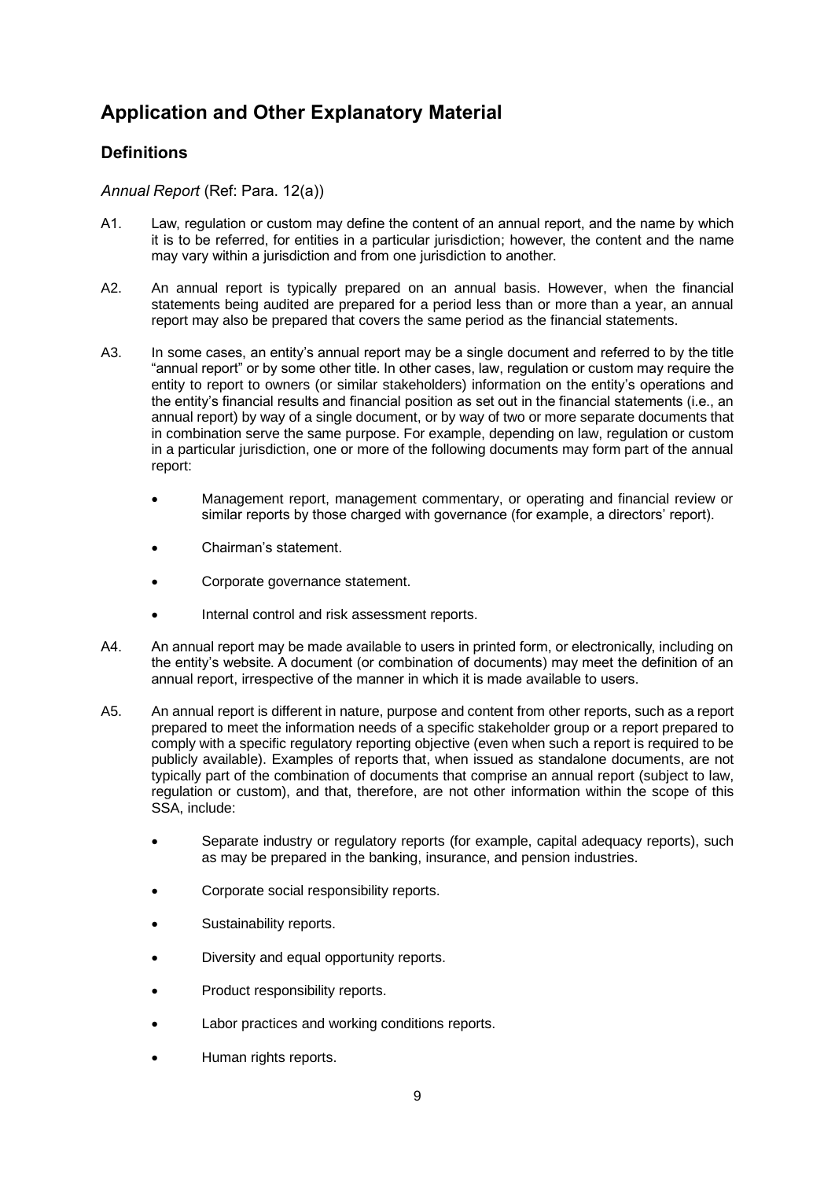# Application and Other Explanatory Material

## Definitions

*Annual Report* (Ref: Para. 12(a))

A1. Law, regulation or custom may define the content of an annual report, and the name by which it is to be referred, for entities in a particular jurisdiction; however, the content and the name may vary within a jurisdiction and from one jurisdiction to another.

A2. An annual report is typically prepared on an annual basis. However, when the financial statements being audited are prepared for a period less than or more than a year, an annual report may also be prepared that covers the same period as the financial statements.

A3. In some cases, an entity's annual report may be a single document and referred to by the title "annual report" or by some other title. In other cases, law, regulation or custom may require the entity to report to owners (or similar stakeholders) information on the entity's operations and the entity's financial results and financial position as set out in the financial statements (i.e., an annual report) by way of a single document, or by way of two or more separate documents that in combination serve the same purpose. For example, depending on law, regulation or custom in a particular jurisdiction, one or more of the following documents may form part of the annual report:

- Management report, management commentary, or operating and financial review or similar reports by those charged with governance (for example, a directors' report).
- Chairman's statement.
- Corporate governance statement.
- Internal control and risk assessment reports.

A4. An annual report may be made available to users in printed form, or electronically, including on the entity's website. A document (or combination of documents) may meet the definition of an annual report, irrespective of the manner in which it is made available to users.

A5. An annual report is different in nature, purpose and content from other reports, such as a report prepared to meet the information needs of a specific stakeholder group or a report prepared to comply with a specific regulatory reporting objective (even when such a report is required to be publicly available). Examples of reports that, when issued as standalone documents, are not typically part of the combination of documents that comprise an annual report (subject to law, regulation or custom), and that, therefore, are not other information within the scope of this SSA, include:

- Separate industry or regulatory reports (for example, capital adequacy reports), such as may be prepared in the banking, insurance, and pension industries.
- Corporate social responsibility reports.
- Sustainability reports.
- Diversity and equal opportunity reports.
- Product responsibility reports.
- Labor practices and working conditions reports.
- Human rights reports.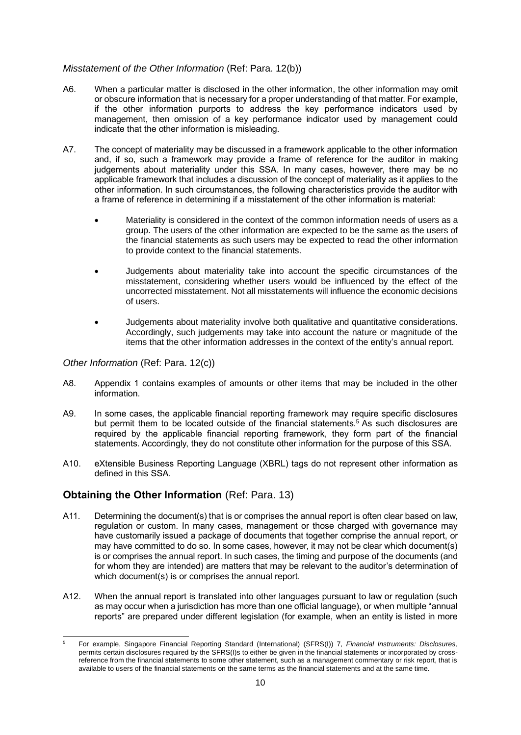*Misstatement of the Other Information* (Ref: Para. 12(b))

A6. When a particular matter is disclosed in the other information, the other information may omit or obscure information that is necessary for a proper understanding of that matter. For example, if the other information purports to address the key performance indicators used by management, then omission of a key performance indicator used by management could indicate that the other information is misleading.

A7. The concept of materiality may be discussed in a framework applicable to the other information and, if so, such a framework may provide a frame of reference for the auditor in making judgements about materiality under this SSA. In many cases, however, there may be no applicable framework that includes a discussion of the concept of materiality as it applies to the other information. In such circumstances, the following characteristics provide the auditor with a frame of reference in determining if a misstatement of the other information is material:

- Materiality is considered in the context of the common information needs of users as a group. The users of the other information are expected to be the same as the users of the financial statements as such users may be expected to read the other information to provide context to the financial statements.
- Judgements about materiality take into account the specific circumstances of the misstatement, considering whether users would be influenced by the effect of the uncorrected misstatement. Not all misstatements will influence the economic decisions of users.
- Judgements about materiality involve both qualitative and quantitative considerations. Accordingly, such judgements may take into account the nature or magnitude of the items that the other information addresses in the context of the entity's annual report.

*Other Information* (Ref: Para. 12(c))

A8. Appendix 1 contains examples of amounts or other items that may be included in the other information.

A9. In some cases, the applicable financial reporting framework may require specific disclosures but permit them to be located outside of the financial statements.[5] As such disclosures are required by the applicable financial reporting framework, they form part of the financial statements. Accordingly, they do not constitute other information for the purpose of this SSA.

A10. eXtensible Business Reporting Language (XBRL) tags do not represent other information as defined in this SSA.

## Obtaining the Other Information (Ref: Para. 13)

A11. Determining the document(s) that is or comprises the annual report is often clear based on law, regulation or custom. In many cases, management or those charged with governance may have customarily issued a package of documents that together comprise the annual report, or may have committed to do so. In some cases, however, it may not be clear which document(s) is or comprises the annual report. In such cases, the timing and purpose of the documents (and for whom they are intended) are matters that may be relevant to the auditor's determination of which document(s) is or comprises the annual report.

A12. When the annual report is translated into other languages pursuant to law or regulation (such as may occur when a jurisdiction has more than one official language), or when multiple "annual reports" are prepared under different legislation (for example, when an entity is listed in more

---

[5] For example, Singapore Financial Reporting Standard (International) (SFRS(I)) 7, *Financial Instruments: Disclosures,* permits certain disclosures required by the SFRS(I)s to either be given in the financial statements or incorporated by cross-reference from the financial statements to some other statement, such as a management commentary or risk report, that is available to users of the financial statements on the same terms as the financial statements and at the same time.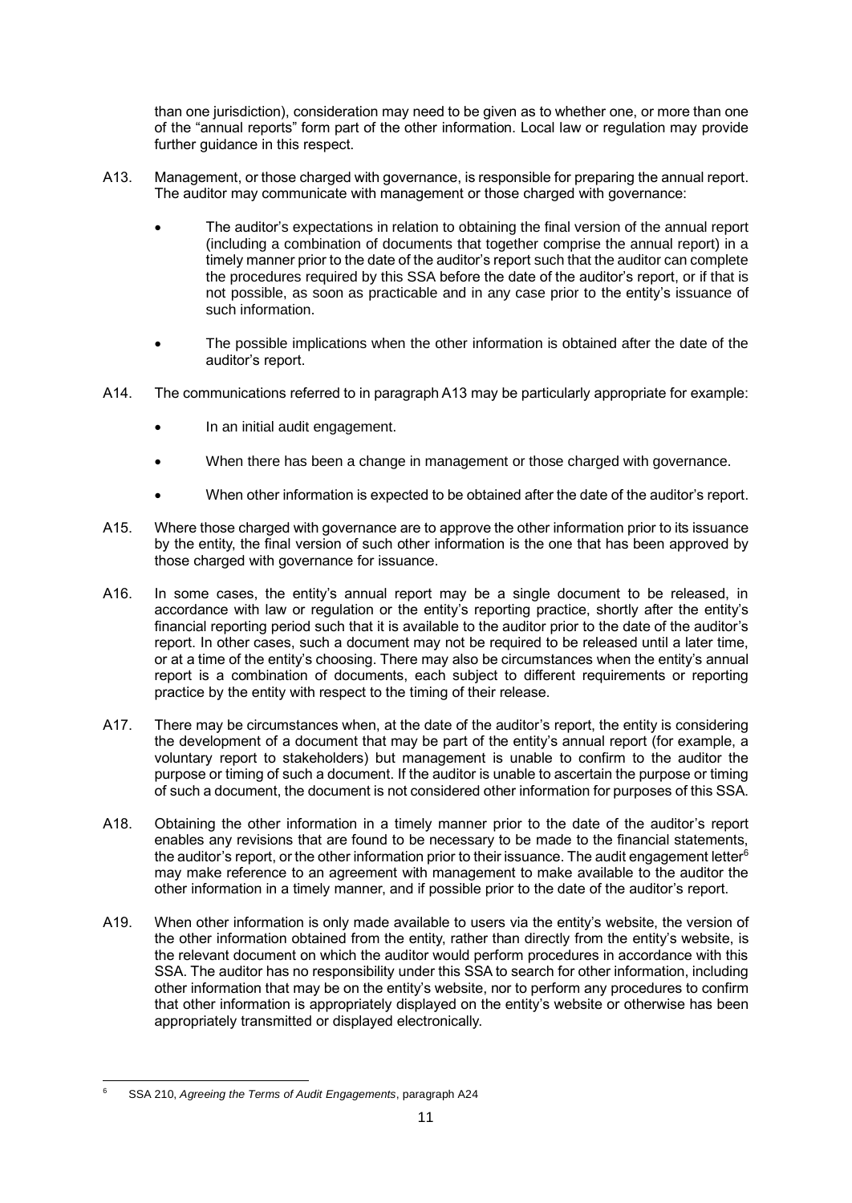than one jurisdiction), consideration may need to be given as to whether one, or more than one of the "annual reports" form part of the other information. Local law or regulation may provide further guidance in this respect.

A13. Management, or those charged with governance, is responsible for preparing the annual report. The auditor may communicate with management or those charged with governance:

- The auditor's expectations in relation to obtaining the final version of the annual report (including a combination of documents that together comprise the annual report) in a timely manner prior to the date of the auditor's report such that the auditor can complete the procedures required by this SSA before the date of the auditor's report, or if that is not possible, as soon as practicable and in any case prior to the entity's issuance of such information.
- The possible implications when the other information is obtained after the date of the auditor's report.

A14. The communications referred to in paragraph A13 may be particularly appropriate for example:

- In an initial audit engagement.
- When there has been a change in management or those charged with governance.
- When other information is expected to be obtained after the date of the auditor's report.

A15. Where those charged with governance are to approve the other information prior to its issuance by the entity, the final version of such other information is the one that has been approved by those charged with governance for issuance.

A16. In some cases, the entity's annual report may be a single document to be released, in accordance with law or regulation or the entity's reporting practice, shortly after the entity's financial reporting period such that it is available to the auditor prior to the date of the auditor's report. In other cases, such a document may not be required to be released until a later time, or at a time of the entity's choosing. There may also be circumstances when the entity's annual report is a combination of documents, each subject to different requirements or reporting practice by the entity with respect to the timing of their release.

A17. There may be circumstances when, at the date of the auditor's report, the entity is considering the development of a document that may be part of the entity's annual report (for example, a voluntary report to stakeholders) but management is unable to confirm to the auditor the purpose or timing of such a document. If the auditor is unable to ascertain the purpose or timing of such a document, the document is not considered other information for purposes of this SSA.

A18. Obtaining the other information in a timely manner prior to the date of the auditor's report enables any revisions that are found to be necessary to be made to the financial statements, the auditor's report, or the other information prior to their issuance. The audit engagement letter[6] may make reference to an agreement with management to make available to the auditor the other information in a timely manner, and if possible prior to the date of the auditor's report.

A19. When other information is only made available to users via the entity's website, the version of the other information obtained from the entity, rather than directly from the entity's website, is the relevant document on which the auditor would perform procedures in accordance with this SSA. The auditor has no responsibility under this SSA to search for other information, including other information that may be on the entity's website, nor to perform any procedures to confirm that other information is appropriately displayed on the entity's website or otherwise has been appropriately transmitted or displayed electronically.

---

[6] SSA 210, *Agreeing the Terms of Audit Engagements*, paragraph A24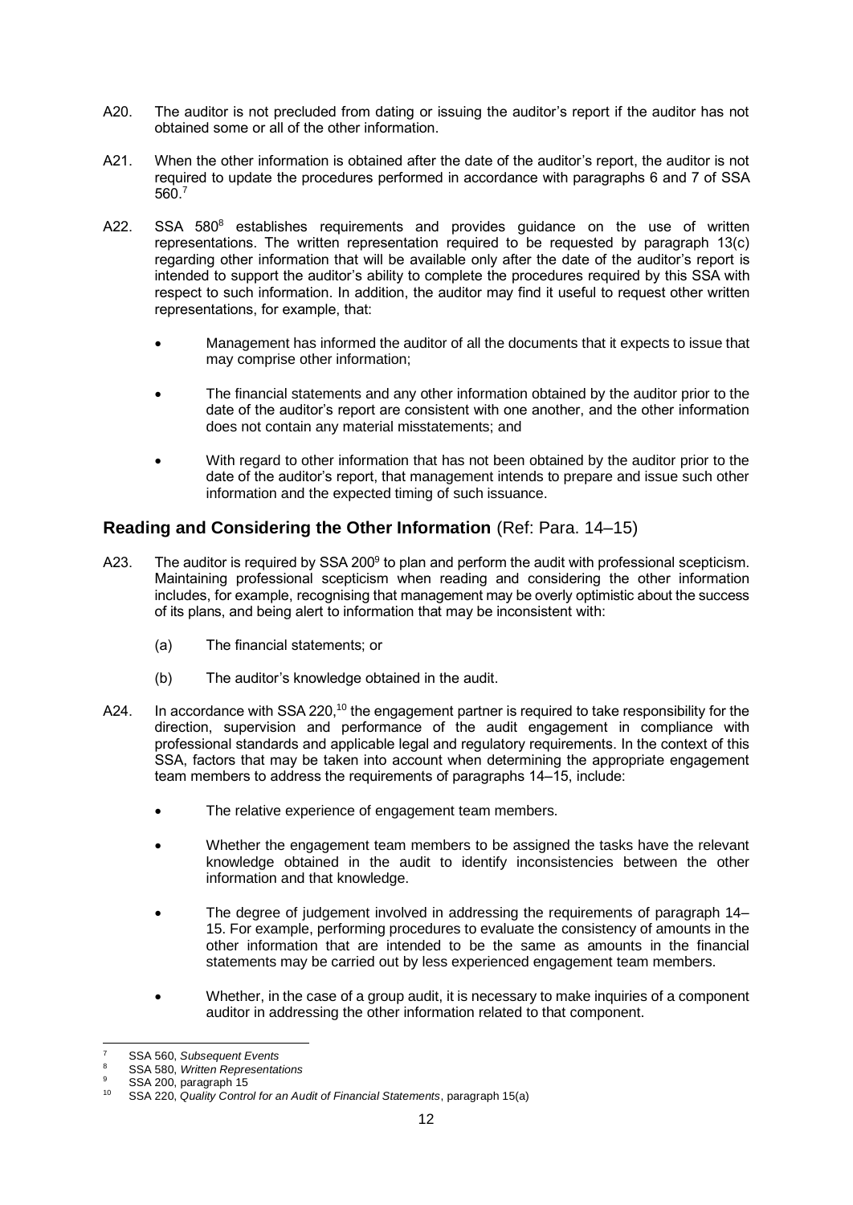A20. The auditor is not precluded from dating or issuing the auditor's report if the auditor has not obtained some or all of the other information.

A21. When the other information is obtained after the date of the auditor's report, the auditor is not required to update the procedures performed in accordance with paragraphs 6 and 7 of SSA 560.[7]

A22. SSA 580[8] establishes requirements and provides guidance on the use of written representations. The written representation required to be requested by paragraph 13(c) regarding other information that will be available only after the date of the auditor's report is intended to support the auditor's ability to complete the procedures required by this SSA with respect to such information. In addition, the auditor may find it useful to request other written representations, for example, that:

- Management has informed the auditor of all the documents that it expects to issue that may comprise other information;
- The financial statements and any other information obtained by the auditor prior to the date of the auditor's report are consistent with one another, and the other information does not contain any material misstatements; and
- With regard to other information that has not been obtained by the auditor prior to the date of the auditor's report, that management intends to prepare and issue such other information and the expected timing of such issuance.

## Reading and Considering the Other Information (Ref: Para. 14–15)

A23. The auditor is required by SSA 200[9] to plan and perform the audit with professional scepticism. Maintaining professional scepticism when reading and considering the other information includes, for example, recognising that management may be overly optimistic about the success of its plans, and being alert to information that may be inconsistent with:

(a) The financial statements; or

(b) The auditor's knowledge obtained in the audit.

A24. In accordance with SSA 220,[10] the engagement partner is required to take responsibility for the direction, supervision and performance of the audit engagement in compliance with professional standards and applicable legal and regulatory requirements. In the context of this SSA, factors that may be taken into account when determining the appropriate engagement team members to address the requirements of paragraphs 14–15, include:

- The relative experience of engagement team members.
- Whether the engagement team members to be assigned the tasks have the relevant knowledge obtained in the audit to identify inconsistencies between the other information and that knowledge.
- The degree of judgement involved in addressing the requirements of paragraph 14–15. For example, performing procedures to evaluate the consistency of amounts in the other information that are intended to be the same as amounts in the financial statements may be carried out by less experienced engagement team members.
- Whether, in the case of a group audit, it is necessary to make inquiries of a component auditor in addressing the other information related to that component.

---

[7] SSA 560, *Subsequent Events*

[8] SSA 580, *Written Representations*

[9] SSA 200, paragraph 15

[10] SSA 220, *Quality Control for an Audit of Financial Statements*, paragraph 15(a)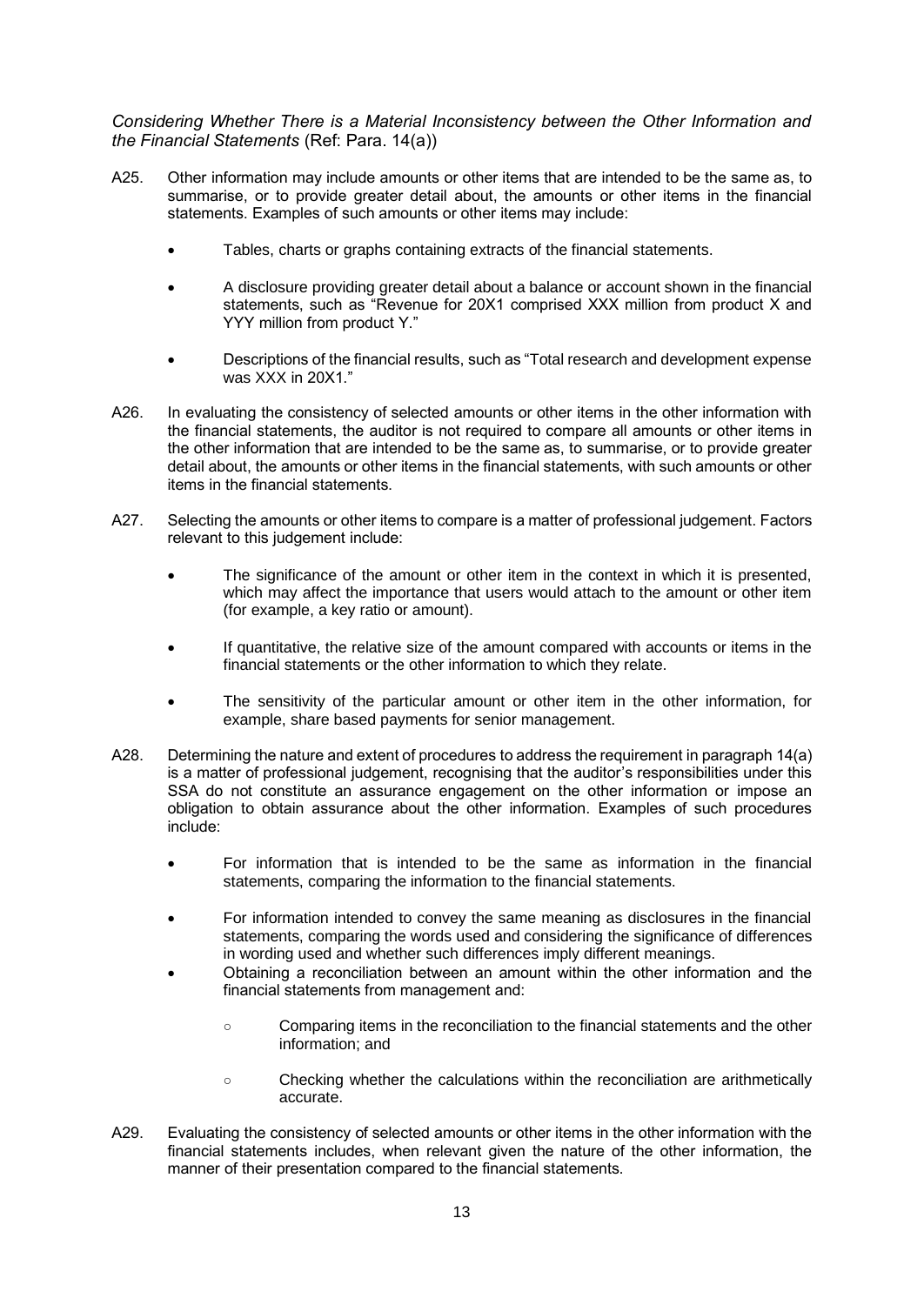*Considering Whether There is a Material Inconsistency between the Other Information and the Financial Statements* (Ref: Para. 14(a))

A25. Other information may include amounts or other items that are intended to be the same as, to summarise, or to provide greater detail about, the amounts or other items in the financial statements. Examples of such amounts or other items may include:

- Tables, charts or graphs containing extracts of the financial statements.
- A disclosure providing greater detail about a balance or account shown in the financial statements, such as "Revenue for 20X1 comprised XXX million from product X and YYY million from product Y."
- Descriptions of the financial results, such as "Total research and development expense was XXX in 20X1."

A26. In evaluating the consistency of selected amounts or other items in the other information with the financial statements, the auditor is not required to compare all amounts or other items in the other information that are intended to be the same as, to summarise, or to provide greater detail about, the amounts or other items in the financial statements, with such amounts or other items in the financial statements.

A27. Selecting the amounts or other items to compare is a matter of professional judgement. Factors relevant to this judgement include:

- The significance of the amount or other item in the context in which it is presented, which may affect the importance that users would attach to the amount or other item (for example, a key ratio or amount).
- If quantitative, the relative size of the amount compared with accounts or items in the financial statements or the other information to which they relate.
- The sensitivity of the particular amount or other item in the other information, for example, share based payments for senior management.

A28. Determining the nature and extent of procedures to address the requirement in paragraph 14(a) is a matter of professional judgement, recognising that the auditor's responsibilities under this SSA do not constitute an assurance engagement on the other information or impose an obligation to obtain assurance about the other information. Examples of such procedures include:

- For information that is intended to be the same as information in the financial statements, comparing the information to the financial statements.
- For information intended to convey the same meaning as disclosures in the financial statements, comparing the words used and considering the significance of differences in wording used and whether such differences imply different meanings.
- Obtaining a reconciliation between an amount within the other information and the financial statements from management and:
  - Comparing items in the reconciliation to the financial statements and the other information; and
  - Checking whether the calculations within the reconciliation are arithmetically accurate.

A29. Evaluating the consistency of selected amounts or other items in the other information with the financial statements includes, when relevant given the nature of the other information, the manner of their presentation compared to the financial statements.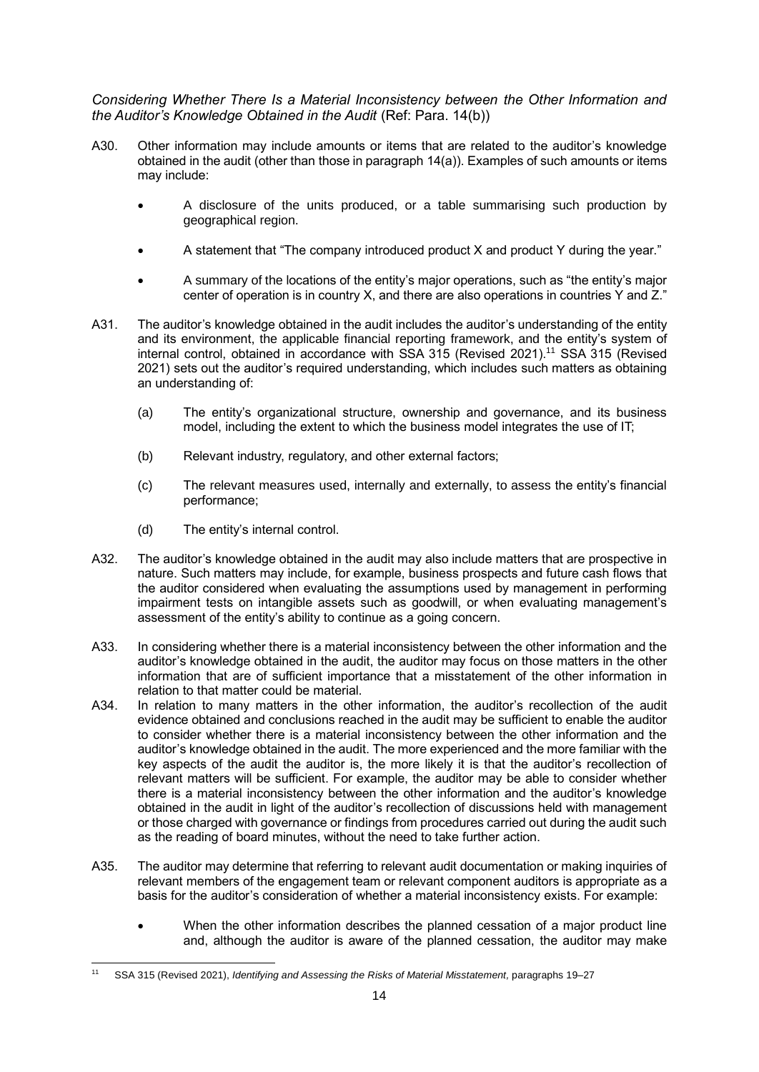*Considering Whether There Is a Material Inconsistency between the Other Information and the Auditor's Knowledge Obtained in the Audit* (Ref: Para. 14(b))

A30. Other information may include amounts or items that are related to the auditor's knowledge obtained in the audit (other than those in paragraph 14(a)). Examples of such amounts or items may include:

- A disclosure of the units produced, or a table summarising such production by geographical region.
- A statement that "The company introduced product X and product Y during the year."
- A summary of the locations of the entity's major operations, such as "the entity's major center of operation is in country X, and there are also operations in countries Y and Z."

A31. The auditor's knowledge obtained in the audit includes the auditor's understanding of the entity and its environment, the applicable financial reporting framework, and the entity's system of internal control, obtained in accordance with SSA 315 (Revised 2021).[11] SSA 315 (Revised 2021) sets out the auditor's required understanding, which includes such matters as obtaining an understanding of:

(a) The entity's organizational structure, ownership and governance, and its business model, including the extent to which the business model integrates the use of IT;

(b) Relevant industry, regulatory, and other external factors;

(c) The relevant measures used, internally and externally, to assess the entity's financial performance;

(d) The entity's internal control.

A32. The auditor's knowledge obtained in the audit may also include matters that are prospective in nature. Such matters may include, for example, business prospects and future cash flows that the auditor considered when evaluating the assumptions used by management in performing impairment tests on intangible assets such as goodwill, or when evaluating management's assessment of the entity's ability to continue as a going concern.

A33. In considering whether there is a material inconsistency between the other information and the auditor's knowledge obtained in the audit, the auditor may focus on those matters in the other information that are of sufficient importance that a misstatement of the other information in relation to that matter could be material.

A34. In relation to many matters in the other information, the auditor's recollection of the audit evidence obtained and conclusions reached in the audit may be sufficient to enable the auditor to consider whether there is a material inconsistency between the other information and the auditor's knowledge obtained in the audit. The more experienced and the more familiar with the key aspects of the audit the auditor is, the more likely it is that the auditor's recollection of relevant matters will be sufficient. For example, the auditor may be able to consider whether there is a material inconsistency between the other information and the auditor's knowledge obtained in the audit in light of the auditor's recollection of discussions held with management or those charged with governance or findings from procedures carried out during the audit such as the reading of board minutes, without the need to take further action.

A35. The auditor may determine that referring to relevant audit documentation or making inquiries of relevant members of the engagement team or relevant component auditors is appropriate as a basis for the auditor's consideration of whether a material inconsistency exists. For example:

- When the other information describes the planned cessation of a major product line and, although the auditor is aware of the planned cessation, the auditor may make

[11] SSA 315 (Revised 2021), *Identifying and Assessing the Risks of Material Misstatement,* paragraphs 19–27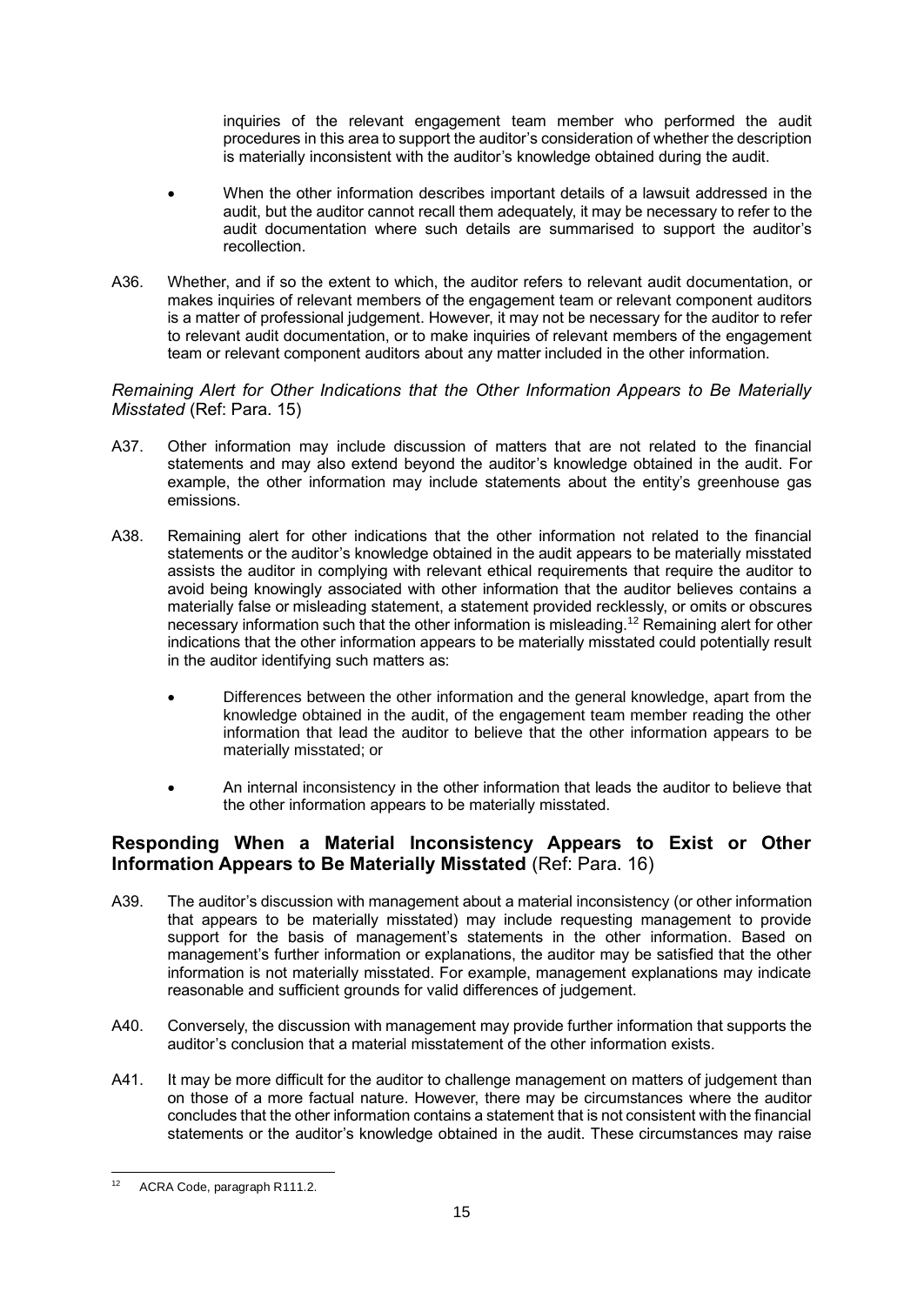inquiries of the relevant engagement team member who performed the audit procedures in this area to support the auditor's consideration of whether the description is materially inconsistent with the auditor's knowledge obtained during the audit.

- When the other information describes important details of a lawsuit addressed in the audit, but the auditor cannot recall them adequately, it may be necessary to refer to the audit documentation where such details are summarised to support the auditor's recollection.

A36. Whether, and if so the extent to which, the auditor refers to relevant audit documentation, or makes inquiries of relevant members of the engagement team or relevant component auditors is a matter of professional judgement. However, it may not be necessary for the auditor to refer to relevant audit documentation, or to make inquiries of relevant members of the engagement team or relevant component auditors about any matter included in the other information.

*Remaining Alert for Other Indications that the Other Information Appears to Be Materially Misstated* (Ref: Para. 15)

A37. Other information may include discussion of matters that are not related to the financial statements and may also extend beyond the auditor's knowledge obtained in the audit. For example, the other information may include statements about the entity's greenhouse gas emissions.

A38. Remaining alert for other indications that the other information not related to the financial statements or the auditor's knowledge obtained in the audit appears to be materially misstated assists the auditor in complying with relevant ethical requirements that require the auditor to avoid being knowingly associated with other information that the auditor believes contains a materially false or misleading statement, a statement provided recklessly, or omits or obscures necessary information such that the other information is misleading.[12] Remaining alert for other indications that the other information appears to be materially misstated could potentially result in the auditor identifying such matters as:

- Differences between the other information and the general knowledge, apart from the knowledge obtained in the audit, of the engagement team member reading the other information that lead the auditor to believe that the other information appears to be materially misstated; or

- An internal inconsistency in the other information that leads the auditor to believe that the other information appears to be materially misstated.

## Responding When a Material Inconsistency Appears to Exist or Other Information Appears to Be Materially Misstated (Ref: Para. 16)

A39. The auditor's discussion with management about a material inconsistency (or other information that appears to be materially misstated) may include requesting management to provide support for the basis of management's statements in the other information. Based on management's further information or explanations, the auditor may be satisfied that the other information is not materially misstated. For example, management explanations may indicate reasonable and sufficient grounds for valid differences of judgement.

A40. Conversely, the discussion with management may provide further information that supports the auditor's conclusion that a material misstatement of the other information exists.

A41. It may be more difficult for the auditor to challenge management on matters of judgement than on those of a more factual nature. However, there may be circumstances where the auditor concludes that the other information contains a statement that is not consistent with the financial statements or the auditor's knowledge obtained in the audit. These circumstances may raise

[12] ACRA Code, paragraph R111.2.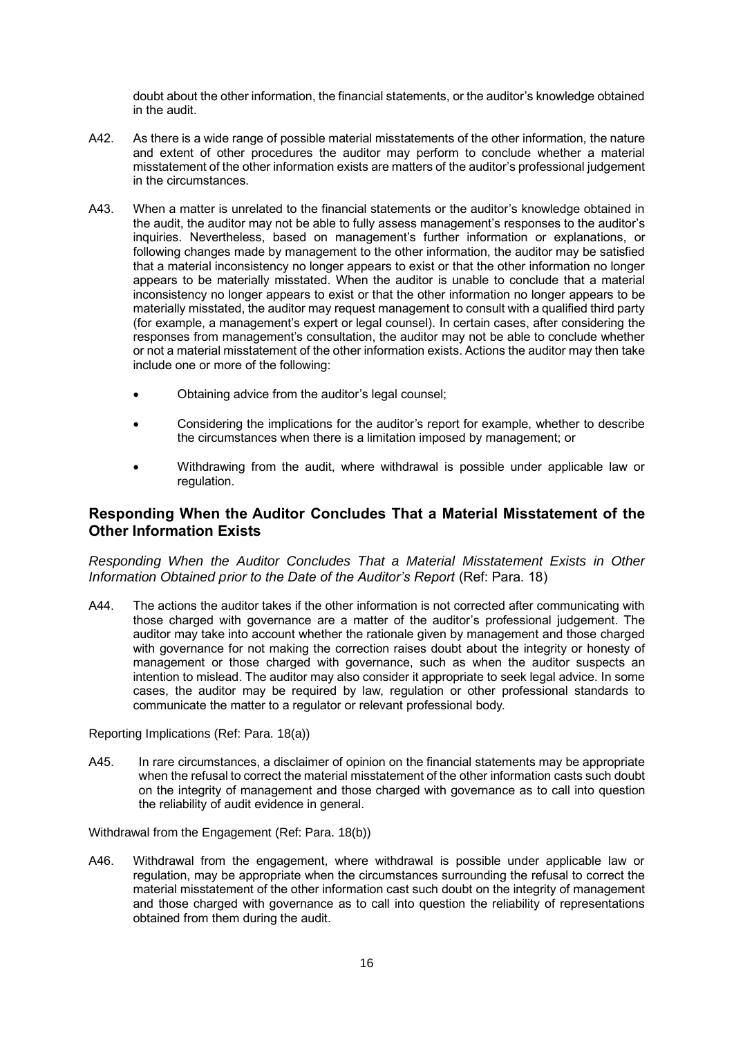doubt about the other information, the financial statements, or the auditor's knowledge obtained in the audit.

A42. As there is a wide range of possible material misstatements of the other information, the nature and extent of other procedures the auditor may perform to conclude whether a material misstatement of the other information exists are matters of the auditor's professional judgement in the circumstances.

A43. When a matter is unrelated to the financial statements or the auditor's knowledge obtained in the audit, the auditor may not be able to fully assess management's responses to the auditor's inquiries. Nevertheless, based on management's further information or explanations, or following changes made by management to the other information, the auditor may be satisfied that a material inconsistency no longer appears to exist or that the other information no longer appears to be materially misstated. When the auditor is unable to conclude that a material inconsistency no longer appears to exist or that the other information no longer appears to be materially misstated, the auditor may request management to consult with a qualified third party (for example, a management's expert or legal counsel). In certain cases, after considering the responses from management's consultation, the auditor may not be able to conclude whether or not a material misstatement of the other information exists. Actions the auditor may then take include one or more of the following:

- Obtaining advice from the auditor's legal counsel;
- Considering the implications for the auditor's report for example, whether to describe the circumstances when there is a limitation imposed by management; or
- Withdrawing from the audit, where withdrawal is possible under applicable law or regulation.

## Responding When the Auditor Concludes That a Material Misstatement of the Other Information Exists

*Responding When the Auditor Concludes That a Material Misstatement Exists in Other Information Obtained prior to the Date of the Auditor's Report* (Ref: Para. 18)

A44. The actions the auditor takes if the other information is not corrected after communicating with those charged with governance are a matter of the auditor's professional judgement. The auditor may take into account whether the rationale given by management and those charged with governance for not making the correction raises doubt about the integrity or honesty of management or those charged with governance, such as when the auditor suspects an intention to mislead. The auditor may also consider it appropriate to seek legal advice. In some cases, the auditor may be required by law, regulation or other professional standards to communicate the matter to a regulator or relevant professional body.

Reporting Implications (Ref: Para. 18(a))

A45. In rare circumstances, a disclaimer of opinion on the financial statements may be appropriate when the refusal to correct the material misstatement of the other information casts such doubt on the integrity of management and those charged with governance as to call into question the reliability of audit evidence in general.

Withdrawal from the Engagement (Ref: Para. 18(b))

A46. Withdrawal from the engagement, where withdrawal is possible under applicable law or regulation, may be appropriate when the circumstances surrounding the refusal to correct the material misstatement of the other information cast such doubt on the integrity of management and those charged with governance as to call into question the reliability of representations obtained from them during the audit.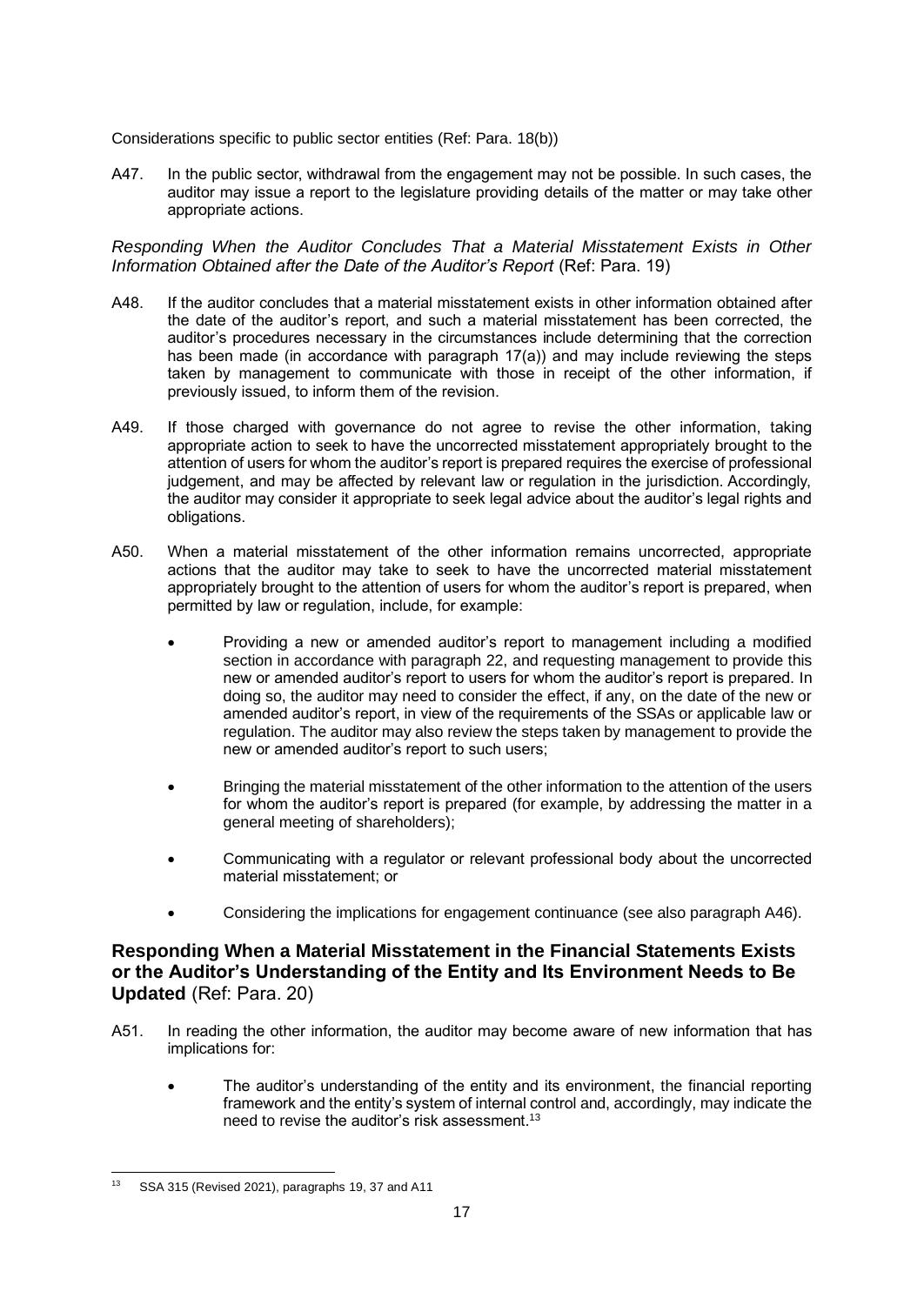Considerations specific to public sector entities (Ref: Para. 18(b))

A47. In the public sector, withdrawal from the engagement may not be possible. In such cases, the auditor may issue a report to the legislature providing details of the matter or may take other appropriate actions.

*Responding When the Auditor Concludes That a Material Misstatement Exists in Other Information Obtained after the Date of the Auditor's Report* (Ref: Para. 19)

A48. If the auditor concludes that a material misstatement exists in other information obtained after the date of the auditor's report, and such a material misstatement has been corrected, the auditor's procedures necessary in the circumstances include determining that the correction has been made (in accordance with paragraph 17(a)) and may include reviewing the steps taken by management to communicate with those in receipt of the other information, if previously issued, to inform them of the revision.

A49. If those charged with governance do not agree to revise the other information, taking appropriate action to seek to have the uncorrected misstatement appropriately brought to the attention of users for whom the auditor's report is prepared requires the exercise of professional judgement, and may be affected by relevant law or regulation in the jurisdiction. Accordingly, the auditor may consider it appropriate to seek legal advice about the auditor's legal rights and obligations.

A50. When a material misstatement of the other information remains uncorrected, appropriate actions that the auditor may take to seek to have the uncorrected material misstatement appropriately brought to the attention of users for whom the auditor's report is prepared, when permitted by law or regulation, include, for example:

- Providing a new or amended auditor's report to management including a modified section in accordance with paragraph 22, and requesting management to provide this new or amended auditor's report to users for whom the auditor's report is prepared. In doing so, the auditor may need to consider the effect, if any, on the date of the new or amended auditor's report, in view of the requirements of the SSAs or applicable law or regulation. The auditor may also review the steps taken by management to provide the new or amended auditor's report to such users;
- Bringing the material misstatement of the other information to the attention of the users for whom the auditor's report is prepared (for example, by addressing the matter in a general meeting of shareholders);
- Communicating with a regulator or relevant professional body about the uncorrected material misstatement; or
- Considering the implications for engagement continuance (see also paragraph A46).

## Responding When a Material Misstatement in the Financial Statements Exists or the Auditor's Understanding of the Entity and Its Environment Needs to Be Updated (Ref: Para. 20)

A51. In reading the other information, the auditor may become aware of new information that has implications for:

- The auditor's understanding of the entity and its environment, the financial reporting framework and the entity's system of internal control and, accordingly, may indicate the need to revise the auditor's risk assessment.[13]

---

[13] SSA 315 (Revised 2021), paragraphs 19, 37 and A11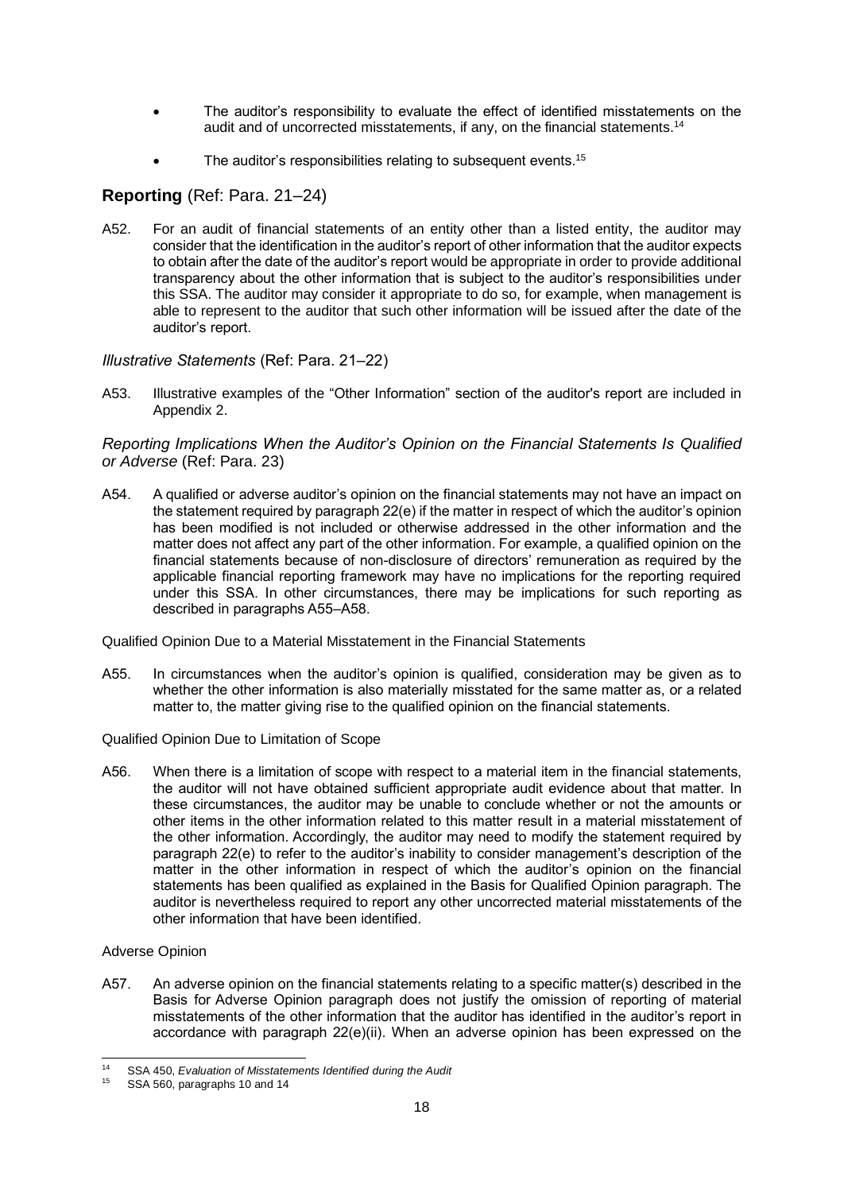- The auditor's responsibility to evaluate the effect of identified misstatements on the audit and of uncorrected misstatements, if any, on the financial statements.[14]
- The auditor's responsibilities relating to subsequent events.[15]

## Reporting (Ref: Para. 21–24)

A52. For an audit of financial statements of an entity other than a listed entity, the auditor may consider that the identification in the auditor's report of other information that the auditor expects to obtain after the date of the auditor's report would be appropriate in order to provide additional transparency about the other information that is subject to the auditor's responsibilities under this SSA. The auditor may consider it appropriate to do so, for example, when management is able to represent to the auditor that such other information will be issued after the date of the auditor's report.

### *Illustrative Statements* (Ref: Para. 21–22)

A53. Illustrative examples of the "Other Information" section of the auditor's report are included in Appendix 2.

### *Reporting Implications When the Auditor's Opinion on the Financial Statements Is Qualified or Adverse* (Ref: Para. 23)

A54. A qualified or adverse auditor's opinion on the financial statements may not have an impact on the statement required by paragraph 22(e) if the matter in respect of which the auditor's opinion has been modified is not included or otherwise addressed in the other information and the matter does not affect any part of the other information. For example, a qualified opinion on the financial statements because of non-disclosure of directors' remuneration as required by the applicable financial reporting framework may have no implications for the reporting required under this SSA. In other circumstances, there may be implications for such reporting as described in paragraphs A55–A58.

Qualified Opinion Due to a Material Misstatement in the Financial Statements

A55. In circumstances when the auditor's opinion is qualified, consideration may be given as to whether the other information is also materially misstated for the same matter as, or a related matter to, the matter giving rise to the qualified opinion on the financial statements.

Qualified Opinion Due to Limitation of Scope

A56. When there is a limitation of scope with respect to a material item in the financial statements, the auditor will not have obtained sufficient appropriate audit evidence about that matter. In these circumstances, the auditor may be unable to conclude whether or not the amounts or other items in the other information related to this matter result in a material misstatement of the other information. Accordingly, the auditor may need to modify the statement required by paragraph 22(e) to refer to the auditor's inability to consider management's description of the matter in the other information in respect of which the auditor's opinion on the financial statements has been qualified as explained in the Basis for Qualified Opinion paragraph. The auditor is nevertheless required to report any other uncorrected material misstatements of the other information that have been identified.

Adverse Opinion

A57. An adverse opinion on the financial statements relating to a specific matter(s) described in the Basis for Adverse Opinion paragraph does not justify the omission of reporting of material misstatements of the other information that the auditor has identified in the auditor's report in accordance with paragraph 22(e)(ii). When an adverse opinion has been expressed on the

---

[14] SSA 450, *Evaluation of Misstatements Identified during the Audit*

[15] SSA 560, paragraphs 10 and 14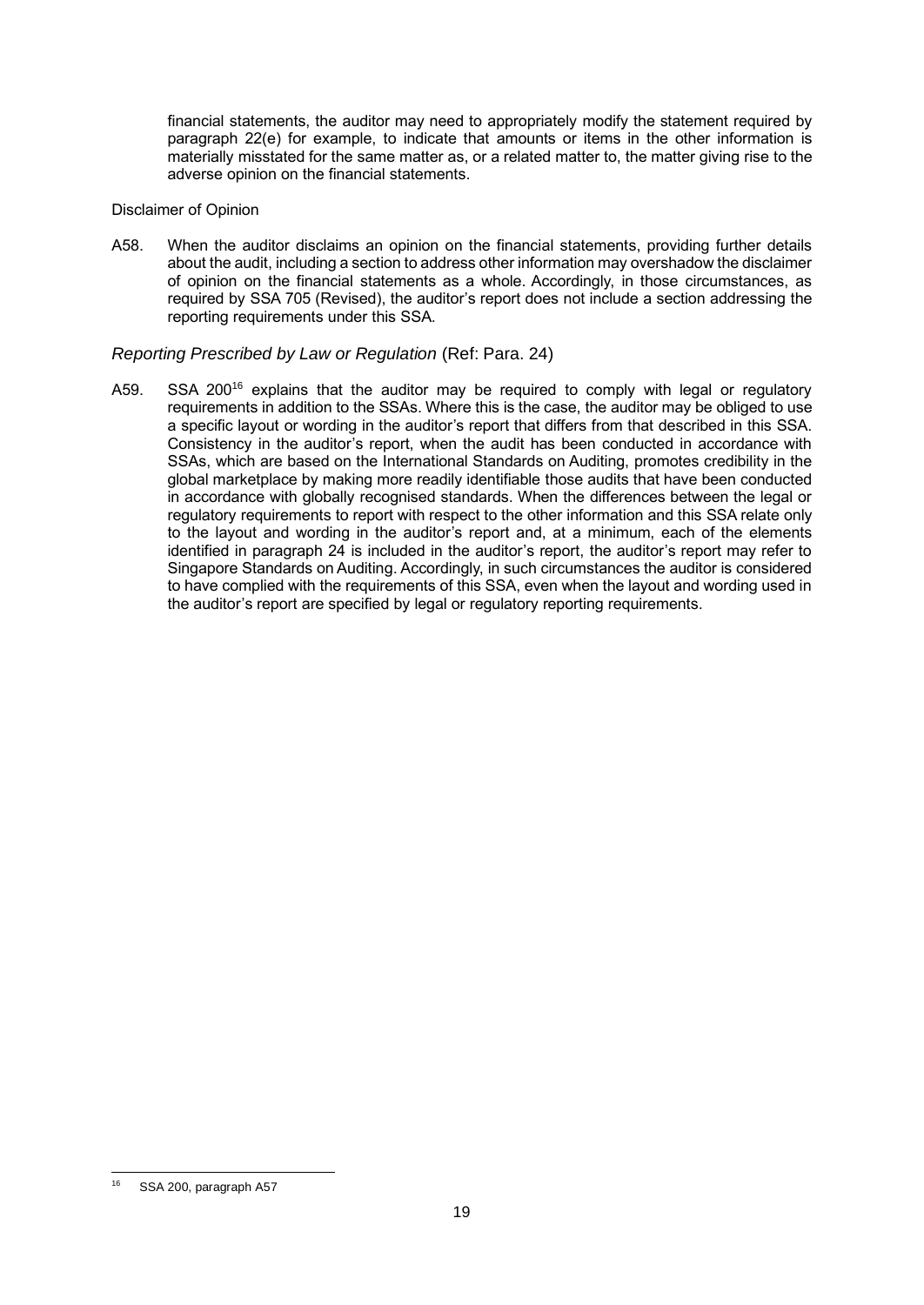financial statements, the auditor may need to appropriately modify the statement required by paragraph 22(e) for example, to indicate that amounts or items in the other information is materially misstated for the same matter as, or a related matter to, the matter giving rise to the adverse opinion on the financial statements.

Disclaimer of Opinion

A58. When the auditor disclaims an opinion on the financial statements, providing further details about the audit, including a section to address other information may overshadow the disclaimer of opinion on the financial statements as a whole. Accordingly, in those circumstances, as required by SSA 705 (Revised), the auditor's report does not include a section addressing the reporting requirements under this SSA.

*Reporting Prescribed by Law or Regulation* (Ref: Para. 24)

A59. SSA 200[16] explains that the auditor may be required to comply with legal or regulatory requirements in addition to the SSAs. Where this is the case, the auditor may be obliged to use a specific layout or wording in the auditor's report that differs from that described in this SSA. Consistency in the auditor's report, when the audit has been conducted in accordance with SSAs, which are based on the International Standards on Auditing, promotes credibility in the global marketplace by making more readily identifiable those audits that have been conducted in accordance with globally recognised standards. When the differences between the legal or regulatory requirements to report with respect to the other information and this SSA relate only to the layout and wording in the auditor's report and, at a minimum, each of the elements identified in paragraph 24 is included in the auditor's report, the auditor's report may refer to Singapore Standards on Auditing. Accordingly, in such circumstances the auditor is considered to have complied with the requirements of this SSA, even when the layout and wording used in the auditor's report are specified by legal or regulatory reporting requirements.

---

[16] SSA 200, paragraph A57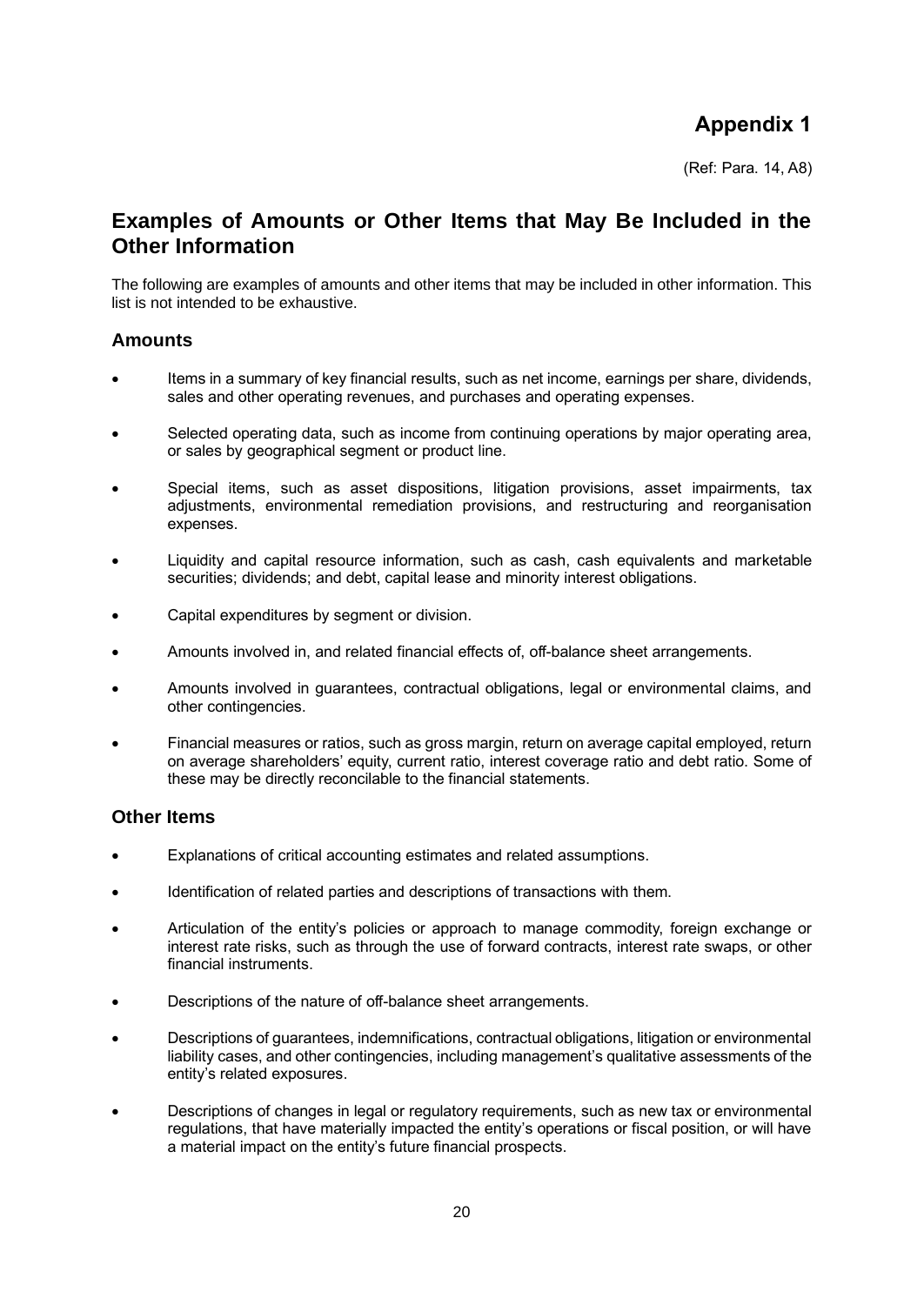# Appendix 1

(Ref: Para. 14, A8)

## Examples of Amounts or Other Items that May Be Included in the Other Information

The following are examples of amounts and other items that may be included in other information. This list is not intended to be exhaustive.

### Amounts

- Items in a summary of key financial results, such as net income, earnings per share, dividends, sales and other operating revenues, and purchases and operating expenses.
- Selected operating data, such as income from continuing operations by major operating area, or sales by geographical segment or product line.
- Special items, such as asset dispositions, litigation provisions, asset impairments, tax adjustments, environmental remediation provisions, and restructuring and reorganisation expenses.
- Liquidity and capital resource information, such as cash, cash equivalents and marketable securities; dividends; and debt, capital lease and minority interest obligations.
- Capital expenditures by segment or division.
- Amounts involved in, and related financial effects of, off-balance sheet arrangements.
- Amounts involved in guarantees, contractual obligations, legal or environmental claims, and other contingencies.
- Financial measures or ratios, such as gross margin, return on average capital employed, return on average shareholders' equity, current ratio, interest coverage ratio and debt ratio. Some of these may be directly reconcilable to the financial statements.

### Other Items

- Explanations of critical accounting estimates and related assumptions.
- Identification of related parties and descriptions of transactions with them.
- Articulation of the entity's policies or approach to manage commodity, foreign exchange or interest rate risks, such as through the use of forward contracts, interest rate swaps, or other financial instruments.
- Descriptions of the nature of off-balance sheet arrangements.
- Descriptions of guarantees, indemnifications, contractual obligations, litigation or environmental liability cases, and other contingencies, including management's qualitative assessments of the entity's related exposures.
- Descriptions of changes in legal or regulatory requirements, such as new tax or environmental regulations, that have materially impacted the entity's operations or fiscal position, or will have a material impact on the entity's future financial prospects.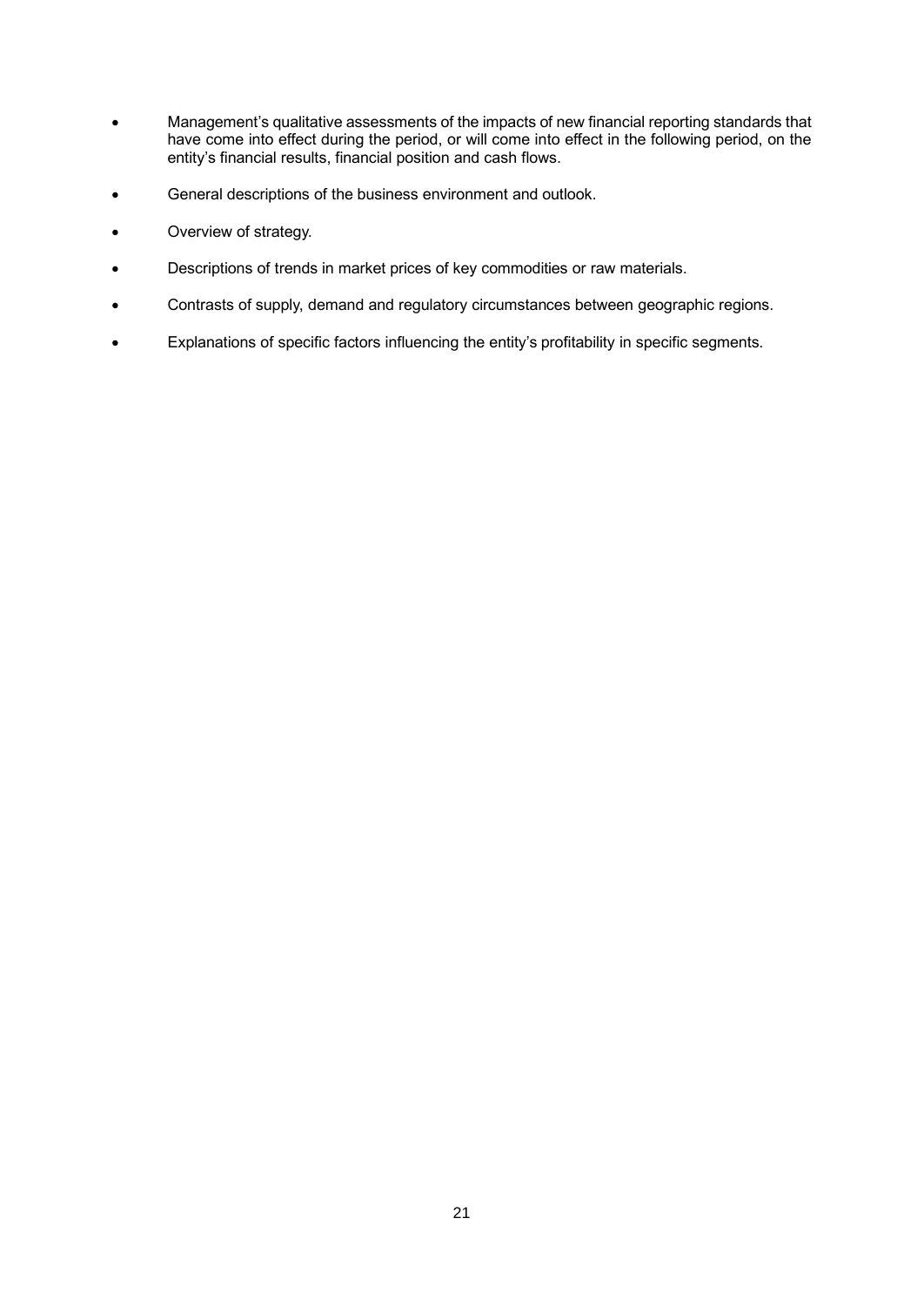- Management's qualitative assessments of the impacts of new financial reporting standards that have come into effect during the period, or will come into effect in the following period, on the entity's financial results, financial position and cash flows.
- General descriptions of the business environment and outlook.
- Overview of strategy.
- Descriptions of trends in market prices of key commodities or raw materials.
- Contrasts of supply, demand and regulatory circumstances between geographic regions.
- Explanations of specific factors influencing the entity's profitability in specific segments.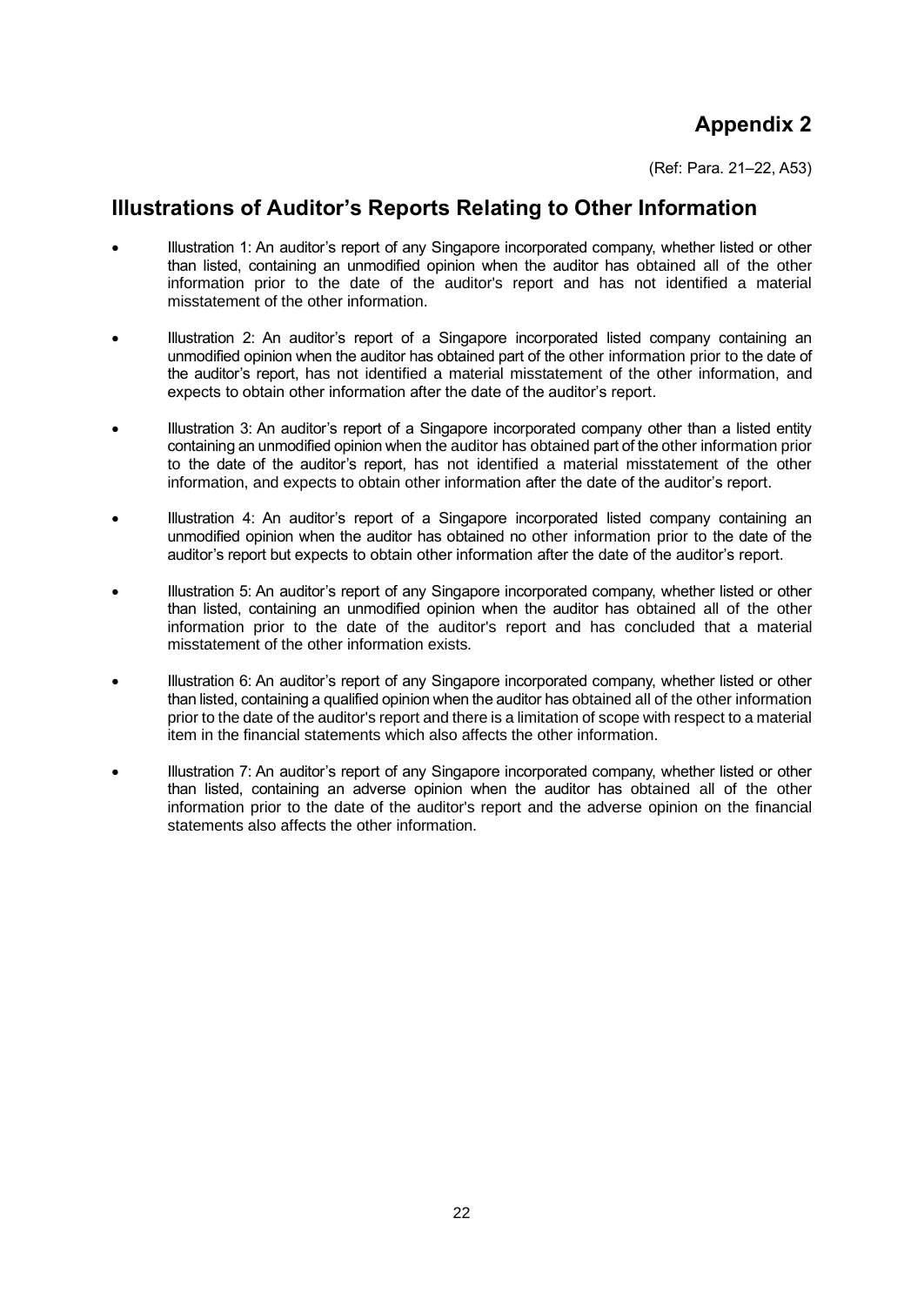# Appendix 2

(Ref: Para. 21–22, A53)

## Illustrations of Auditor's Reports Relating to Other Information

- Illustration 1: An auditor's report of any Singapore incorporated company, whether listed or other than listed, containing an unmodified opinion when the auditor has obtained all of the other information prior to the date of the auditor's report and has not identified a material misstatement of the other information.
- Illustration 2: An auditor's report of a Singapore incorporated listed company containing an unmodified opinion when the auditor has obtained part of the other information prior to the date of the auditor's report, has not identified a material misstatement of the other information, and expects to obtain other information after the date of the auditor's report.
- Illustration 3: An auditor's report of a Singapore incorporated company other than a listed entity containing an unmodified opinion when the auditor has obtained part of the other information prior to the date of the auditor's report, has not identified a material misstatement of the other information, and expects to obtain other information after the date of the auditor's report.
- Illustration 4: An auditor's report of a Singapore incorporated listed company containing an unmodified opinion when the auditor has obtained no other information prior to the date of the auditor's report but expects to obtain other information after the date of the auditor's report.
- Illustration 5: An auditor's report of any Singapore incorporated company, whether listed or other than listed, containing an unmodified opinion when the auditor has obtained all of the other information prior to the date of the auditor's report and has concluded that a material misstatement of the other information exists.
- Illustration 6: An auditor's report of any Singapore incorporated company, whether listed or other than listed, containing a qualified opinion when the auditor has obtained all of the other information prior to the date of the auditor's report and there is a limitation of scope with respect to a material item in the financial statements which also affects the other information.
- Illustration 7: An auditor's report of any Singapore incorporated company, whether listed or other than listed, containing an adverse opinion when the auditor has obtained all of the other information prior to the date of the auditor's report and the adverse opinion on the financial statements also affects the other information.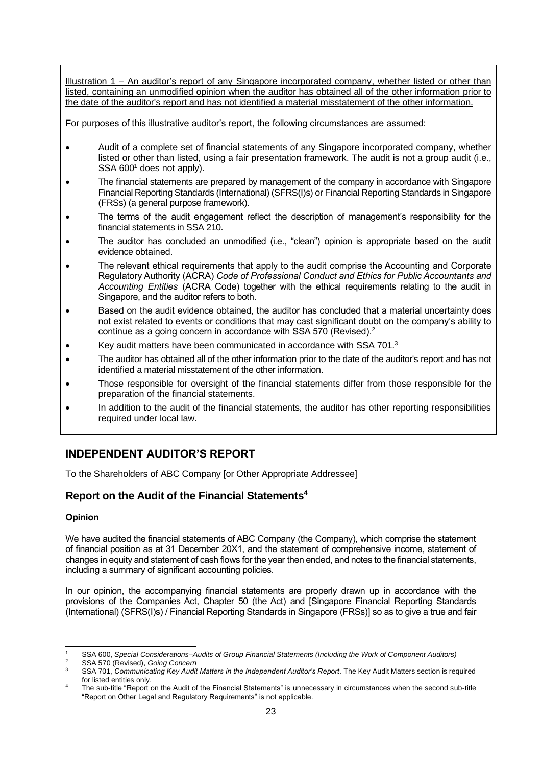Illustration 1 – An auditor's report of any Singapore incorporated company, whether listed or other than listed, containing an unmodified opinion when the auditor has obtained all of the other information prior to the date of the auditor's report and has not identified a material misstatement of the other information.

For purposes of this illustrative auditor's report, the following circumstances are assumed:

- Audit of a complete set of financial statements of any Singapore incorporated company, whether listed or other than listed, using a fair presentation framework. The audit is not a group audit (i.e., SSA 600[1] does not apply).
- The financial statements are prepared by management of the company in accordance with Singapore Financial Reporting Standards (International) (SFRS(I)s) or Financial Reporting Standards in Singapore (FRSs) (a general purpose framework).
- The terms of the audit engagement reflect the description of management's responsibility for the financial statements in SSA 210.
- The auditor has concluded an unmodified (i.e., "clean") opinion is appropriate based on the audit evidence obtained.
- The relevant ethical requirements that apply to the audit comprise the Accounting and Corporate Regulatory Authority (ACRA) *Code of Professional Conduct and Ethics for Public Accountants and Accounting Entities* (ACRA Code) together with the ethical requirements relating to the audit in Singapore, and the auditor refers to both.
- Based on the audit evidence obtained, the auditor has concluded that a material uncertainty does not exist related to events or conditions that may cast significant doubt on the company's ability to continue as a going concern in accordance with SSA 570 (Revised).[2]
- Key audit matters have been communicated in accordance with SSA 701.[3]
- The auditor has obtained all of the other information prior to the date of the auditor's report and has not identified a material misstatement of the other information.
- Those responsible for oversight of the financial statements differ from those responsible for the preparation of the financial statements.
- In addition to the audit of the financial statements, the auditor has other reporting responsibilities required under local law.

## INDEPENDENT AUDITOR'S REPORT

To the Shareholders of ABC Company [or Other Appropriate Addressee]

### Report on the Audit of the Financial Statements[4]

#### Opinion

We have audited the financial statements of ABC Company (the Company), which comprise the statement of financial position as at 31 December 20X1, and the statement of comprehensive income, statement of changes in equity and statement of cash flows for the year then ended, and notes to the financial statements, including a summary of significant accounting policies.

In our opinion, the accompanying financial statements are properly drawn up in accordance with the provisions of the Companies Act, Chapter 50 (the Act) and [Singapore Financial Reporting Standards (International) (SFRS(I)s) / Financial Reporting Standards in Singapore (FRSs)] so as to give a true and fair

---

[1] SSA 600, *Special Considerations–Audits of Group Financial Statements (Including the Work of Component Auditors)*

[2] SSA 570 (Revised), *Going Concern*

[3] SSA 701, *Communicating Key Audit Matters in the Independent Auditor's Report*. The Key Audit Matters section is required for listed entities only.

[4] The sub-title "Report on the Audit of the Financial Statements" is unnecessary in circumstances when the second sub-title "Report on Other Legal and Regulatory Requirements" is not applicable.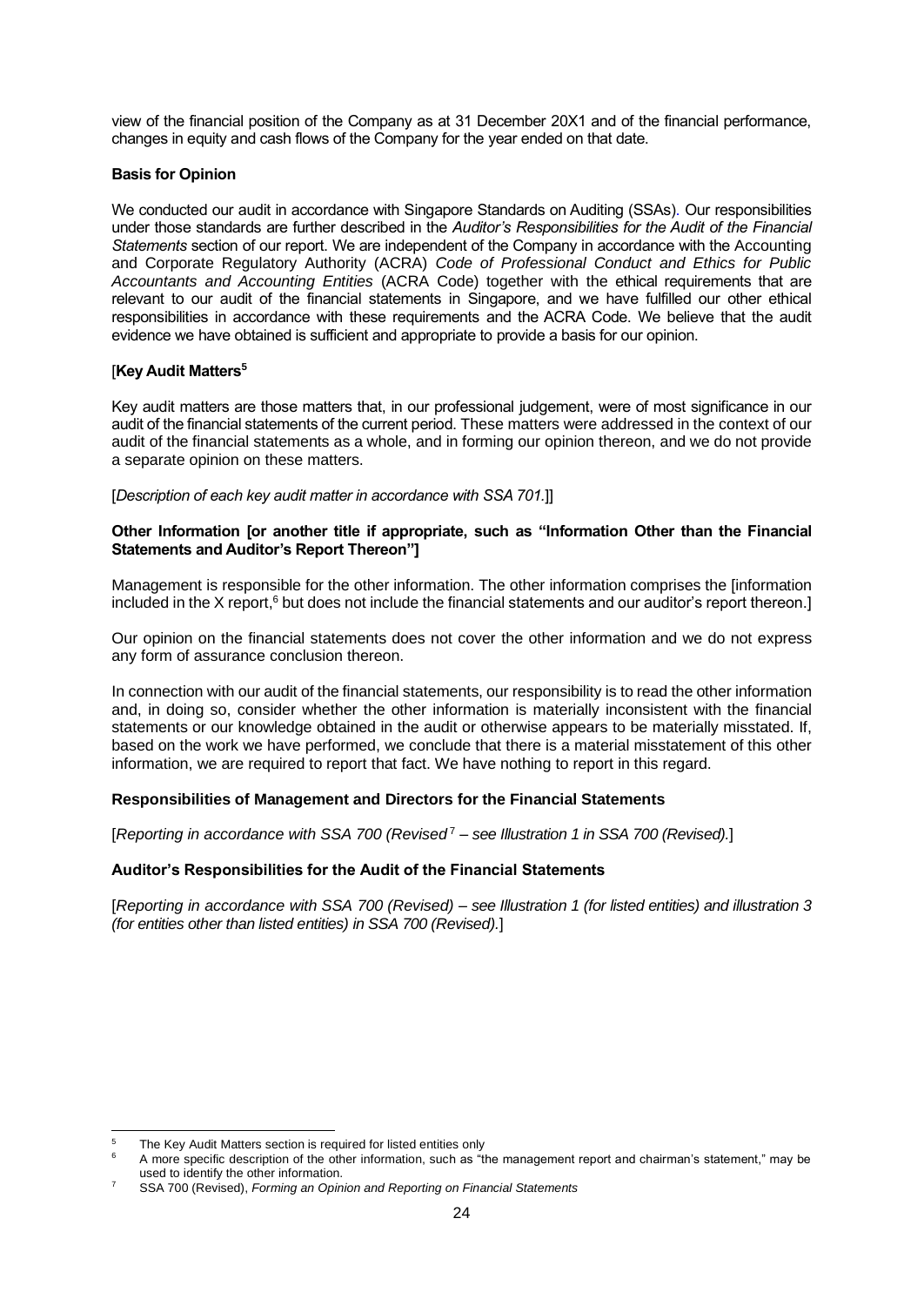view of the financial position of the Company as at 31 December 20X1 and of the financial performance, changes in equity and cash flows of the Company for the year ended on that date.

**Basis for Opinion**

We conducted our audit in accordance with Singapore Standards on Auditing (SSAs). Our responsibilities under those standards are further described in the *Auditor's Responsibilities for the Audit of the Financial Statements* section of our report. We are independent of the Company in accordance with the Accounting and Corporate Regulatory Authority (ACRA) *Code of Professional Conduct and Ethics for Public Accountants and Accounting Entities* (ACRA Code) together with the ethical requirements that are relevant to our audit of the financial statements in Singapore, and we have fulfilled our other ethical responsibilities in accordance with these requirements and the ACRA Code. We believe that the audit evidence we have obtained is sufficient and appropriate to provide a basis for our opinion.

[**Key Audit Matters**[5]

Key audit matters are those matters that, in our professional judgement, were of most significance in our audit of the financial statements of the current period. These matters were addressed in the context of our audit of the financial statements as a whole, and in forming our opinion thereon, and we do not provide a separate opinion on these matters.

[*Description of each key audit matter in accordance with SSA 701.*]]

**Other Information [or another title if appropriate, such as "Information Other than the Financial Statements and Auditor's Report Thereon"]**

Management is responsible for the other information. The other information comprises the [information included in the X report,[6] but does not include the financial statements and our auditor's report thereon.]

Our opinion on the financial statements does not cover the other information and we do not express any form of assurance conclusion thereon.

In connection with our audit of the financial statements, our responsibility is to read the other information and, in doing so, consider whether the other information is materially inconsistent with the financial statements or our knowledge obtained in the audit or otherwise appears to be materially misstated. If, based on the work we have performed, we conclude that there is a material misstatement of this other information, we are required to report that fact. We have nothing to report in this regard.

**Responsibilities of Management and Directors for the Financial Statements**

[*Reporting in accordance with SSA 700 (Revised*[7] *– see Illustration 1 in SSA 700 (Revised).*]

**Auditor's Responsibilities for the Audit of the Financial Statements**

[*Reporting in accordance with SSA 700 (Revised) – see Illustration 1 (for listed entities) and illustration 3 (for entities other than listed entities) in SSA 700 (Revised).*]

---

[5] The Key Audit Matters section is required for listed entities only

[6] A more specific description of the other information, such as "the management report and chairman's statement," may be used to identify the other information.

[7] SSA 700 (Revised), *Forming an Opinion and Reporting on Financial Statements*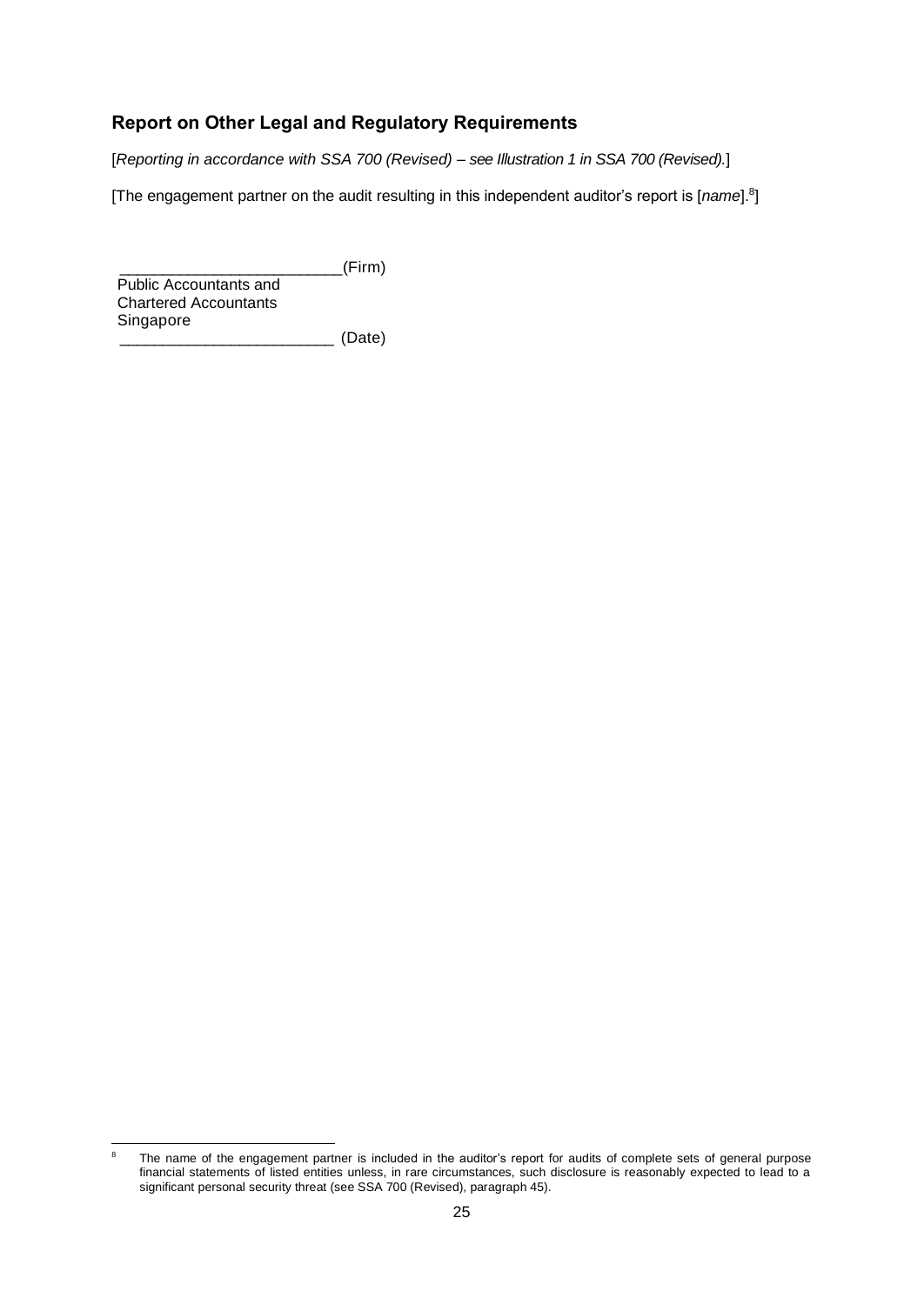## Report on Other Legal and Regulatory Requirements

[*Reporting in accordance with SSA 700 (Revised) – see Illustration 1 in SSA 700 (Revised).*]

[The engagement partner on the audit resulting in this independent auditor's report is [*name*].[8]]

\_\_\_\_\_\_\_\_\_\_\_\_\_\_\_\_\_\_\_\_\_\_\_\_\_\_(Firm)
Public Accountants and
Chartered Accountants
Singapore
\_\_\_\_\_\_\_\_\_\_\_\_\_\_\_\_\_\_\_\_\_\_\_\_\_ (Date)

---

[8] The name of the engagement partner is included in the auditor's report for audits of complete sets of general purpose financial statements of listed entities unless, in rare circumstances, such disclosure is reasonably expected to lead to a significant personal security threat (see SSA 700 (Revised), paragraph 45).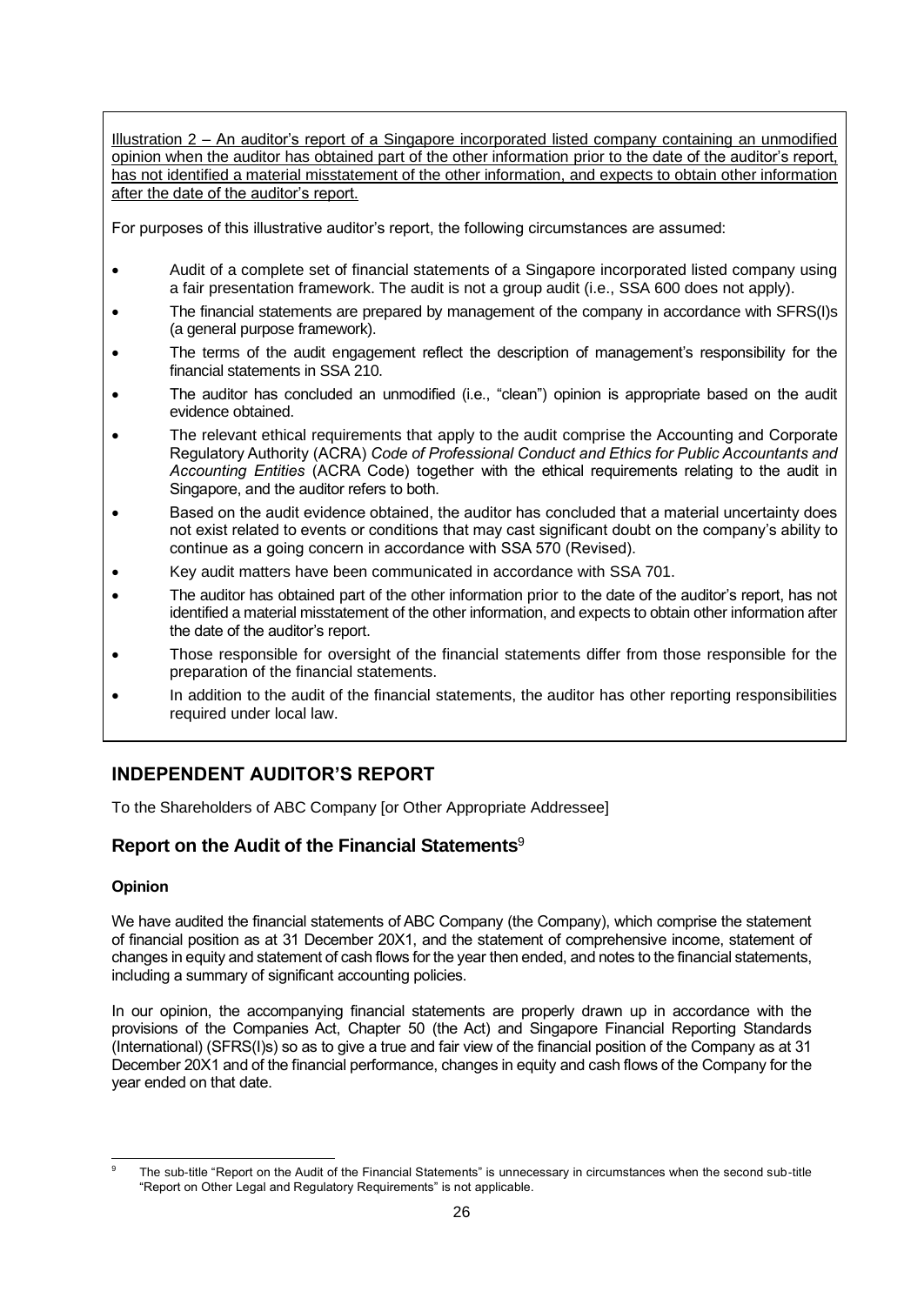Illustration 2 – An auditor's report of a Singapore incorporated listed company containing an unmodified opinion when the auditor has obtained part of the other information prior to the date of the auditor's report, has not identified a material misstatement of the other information, and expects to obtain other information after the date of the auditor's report.

For purposes of this illustrative auditor's report, the following circumstances are assumed:

- Audit of a complete set of financial statements of a Singapore incorporated listed company using a fair presentation framework. The audit is not a group audit (i.e., SSA 600 does not apply).
- The financial statements are prepared by management of the company in accordance with SFRS(I)s (a general purpose framework).
- The terms of the audit engagement reflect the description of management's responsibility for the financial statements in SSA 210.
- The auditor has concluded an unmodified (i.e., "clean") opinion is appropriate based on the audit evidence obtained.
- The relevant ethical requirements that apply to the audit comprise the Accounting and Corporate Regulatory Authority (ACRA) *Code of Professional Conduct and Ethics for Public Accountants and Accounting Entities* (ACRA Code) together with the ethical requirements relating to the audit in Singapore, and the auditor refers to both.
- Based on the audit evidence obtained, the auditor has concluded that a material uncertainty does not exist related to events or conditions that may cast significant doubt on the company's ability to continue as a going concern in accordance with SSA 570 (Revised).
- Key audit matters have been communicated in accordance with SSA 701.
- The auditor has obtained part of the other information prior to the date of the auditor's report, has not identified a material misstatement of the other information, and expects to obtain other information after the date of the auditor's report.
- Those responsible for oversight of the financial statements differ from those responsible for the preparation of the financial statements.
- In addition to the audit of the financial statements, the auditor has other reporting responsibilities required under local law.

## INDEPENDENT AUDITOR'S REPORT

To the Shareholders of ABC Company [or Other Appropriate Addressee]

### Report on the Audit of the Financial Statements[9]

**Opinion**

We have audited the financial statements of ABC Company (the Company), which comprise the statement of financial position as at 31 December 20X1, and the statement of comprehensive income, statement of changes in equity and statement of cash flows for the year then ended, and notes to the financial statements, including a summary of significant accounting policies.

In our opinion, the accompanying financial statements are properly drawn up in accordance with the provisions of the Companies Act, Chapter 50 (the Act) and Singapore Financial Reporting Standards (International) (SFRS(I)s) so as to give a true and fair view of the financial position of the Company as at 31 December 20X1 and of the financial performance, changes in equity and cash flows of the Company for the year ended on that date.

---

[9] The sub-title "Report on the Audit of the Financial Statements" is unnecessary in circumstances when the second sub-title "Report on Other Legal and Regulatory Requirements" is not applicable.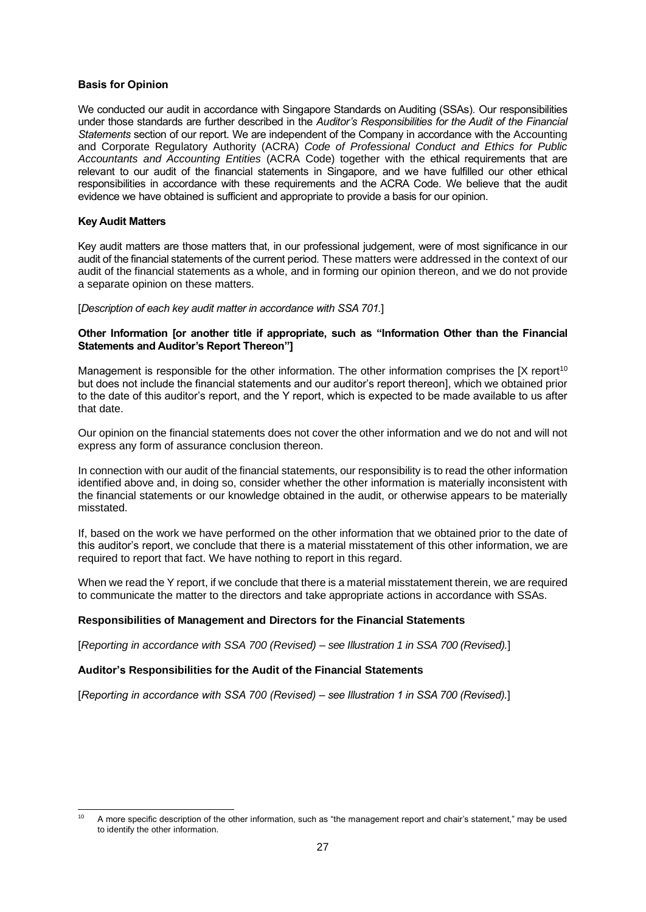**Basis for Opinion**

We conducted our audit in accordance with Singapore Standards on Auditing (SSAs). Our responsibilities under those standards are further described in the *Auditor's Responsibilities for the Audit of the Financial Statements* section of our report. We are independent of the Company in accordance with the Accounting and Corporate Regulatory Authority (ACRA) *Code of Professional Conduct and Ethics for Public Accountants and Accounting Entities* (ACRA Code) together with the ethical requirements that are relevant to our audit of the financial statements in Singapore, and we have fulfilled our other ethical responsibilities in accordance with these requirements and the ACRA Code. We believe that the audit evidence we have obtained is sufficient and appropriate to provide a basis for our opinion.

**Key Audit Matters**

Key audit matters are those matters that, in our professional judgement, were of most significance in our audit of the financial statements of the current period. These matters were addressed in the context of our audit of the financial statements as a whole, and in forming our opinion thereon, and we do not provide a separate opinion on these matters.

[*Description of each key audit matter in accordance with SSA 701.*]

**Other Information [or another title if appropriate, such as "Information Other than the Financial Statements and Auditor's Report Thereon"]**

Management is responsible for the other information. The other information comprises the [X report[10] but does not include the financial statements and our auditor's report thereon], which we obtained prior to the date of this auditor's report, and the Y report, which is expected to be made available to us after that date.

Our opinion on the financial statements does not cover the other information and we do not and will not express any form of assurance conclusion thereon.

In connection with our audit of the financial statements, our responsibility is to read the other information identified above and, in doing so, consider whether the other information is materially inconsistent with the financial statements or our knowledge obtained in the audit, or otherwise appears to be materially misstated.

If, based on the work we have performed on the other information that we obtained prior to the date of this auditor's report, we conclude that there is a material misstatement of this other information, we are required to report that fact. We have nothing to report in this regard.

When we read the Y report, if we conclude that there is a material misstatement therein, we are required to communicate the matter to the directors and take appropriate actions in accordance with SSAs.

**Responsibilities of Management and Directors for the Financial Statements**

[*Reporting in accordance with SSA 700 (Revised) – see Illustration 1 in SSA 700 (Revised).*]

**Auditor's Responsibilities for the Audit of the Financial Statements**

[*Reporting in accordance with SSA 700 (Revised) – see Illustration 1 in SSA 700 (Revised).*]

---

[10] A more specific description of the other information, such as "the management report and chair's statement," may be used to identify the other information.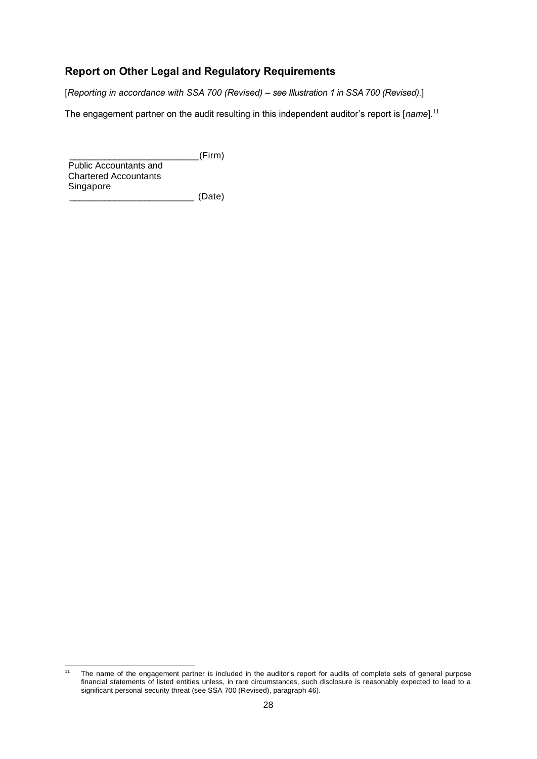## Report on Other Legal and Regulatory Requirements

[*Reporting in accordance with SSA 700 (Revised) – see Illustration 1 in SSA 700 (Revised).*]

The engagement partner on the audit resulting in this independent auditor's report is [*name*].[11]

_________________________(Firm)
Public Accountants and
Chartered Accountants
Singapore
_________________________ (Date)

---

[11] The name of the engagement partner is included in the auditor's report for audits of complete sets of general purpose financial statements of listed entities unless, in rare circumstances, such disclosure is reasonably expected to lead to a significant personal security threat (see SSA 700 (Revised), paragraph 46).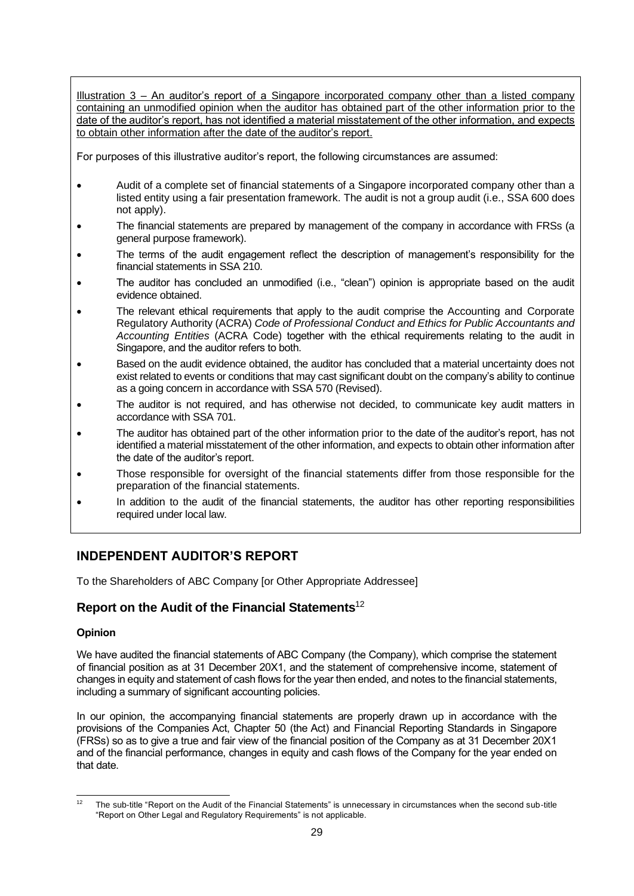Illustration 3 – An auditor's report of a Singapore incorporated company other than a listed company containing an unmodified opinion when the auditor has obtained part of the other information prior to the date of the auditor's report, has not identified a material misstatement of the other information, and expects to obtain other information after the date of the auditor's report.

For purposes of this illustrative auditor's report, the following circumstances are assumed:

- Audit of a complete set of financial statements of a Singapore incorporated company other than a listed entity using a fair presentation framework. The audit is not a group audit (i.e., SSA 600 does not apply).
- The financial statements are prepared by management of the company in accordance with FRSs (a general purpose framework).
- The terms of the audit engagement reflect the description of management's responsibility for the financial statements in SSA 210.
- The auditor has concluded an unmodified (i.e., "clean") opinion is appropriate based on the audit evidence obtained.
- The relevant ethical requirements that apply to the audit comprise the Accounting and Corporate Regulatory Authority (ACRA) *Code of Professional Conduct and Ethics for Public Accountants and Accounting Entities* (ACRA Code) together with the ethical requirements relating to the audit in Singapore, and the auditor refers to both.
- Based on the audit evidence obtained, the auditor has concluded that a material uncertainty does not exist related to events or conditions that may cast significant doubt on the company's ability to continue as a going concern in accordance with SSA 570 (Revised).
- The auditor is not required, and has otherwise not decided, to communicate key audit matters in accordance with SSA 701.
- The auditor has obtained part of the other information prior to the date of the auditor's report, has not identified a material misstatement of the other information, and expects to obtain other information after the date of the auditor's report.
- Those responsible for oversight of the financial statements differ from those responsible for the preparation of the financial statements.
- In addition to the audit of the financial statements, the auditor has other reporting responsibilities required under local law.

## INDEPENDENT AUDITOR'S REPORT

To the Shareholders of ABC Company [or Other Appropriate Addressee]

### Report on the Audit of the Financial Statements[12]

#### Opinion

We have audited the financial statements of ABC Company (the Company), which comprise the statement of financial position as at 31 December 20X1, and the statement of comprehensive income, statement of changes in equity and statement of cash flows for the year then ended, and notes to the financial statements, including a summary of significant accounting policies.

In our opinion, the accompanying financial statements are properly drawn up in accordance with the provisions of the Companies Act, Chapter 50 (the Act) and Financial Reporting Standards in Singapore (FRSs) so as to give a true and fair view of the financial position of the Company as at 31 December 20X1 and of the financial performance, changes in equity and cash flows of the Company for the year ended on that date.

[12] The sub-title "Report on the Audit of the Financial Statements" is unnecessary in circumstances when the second sub-title "Report on Other Legal and Regulatory Requirements" is not applicable.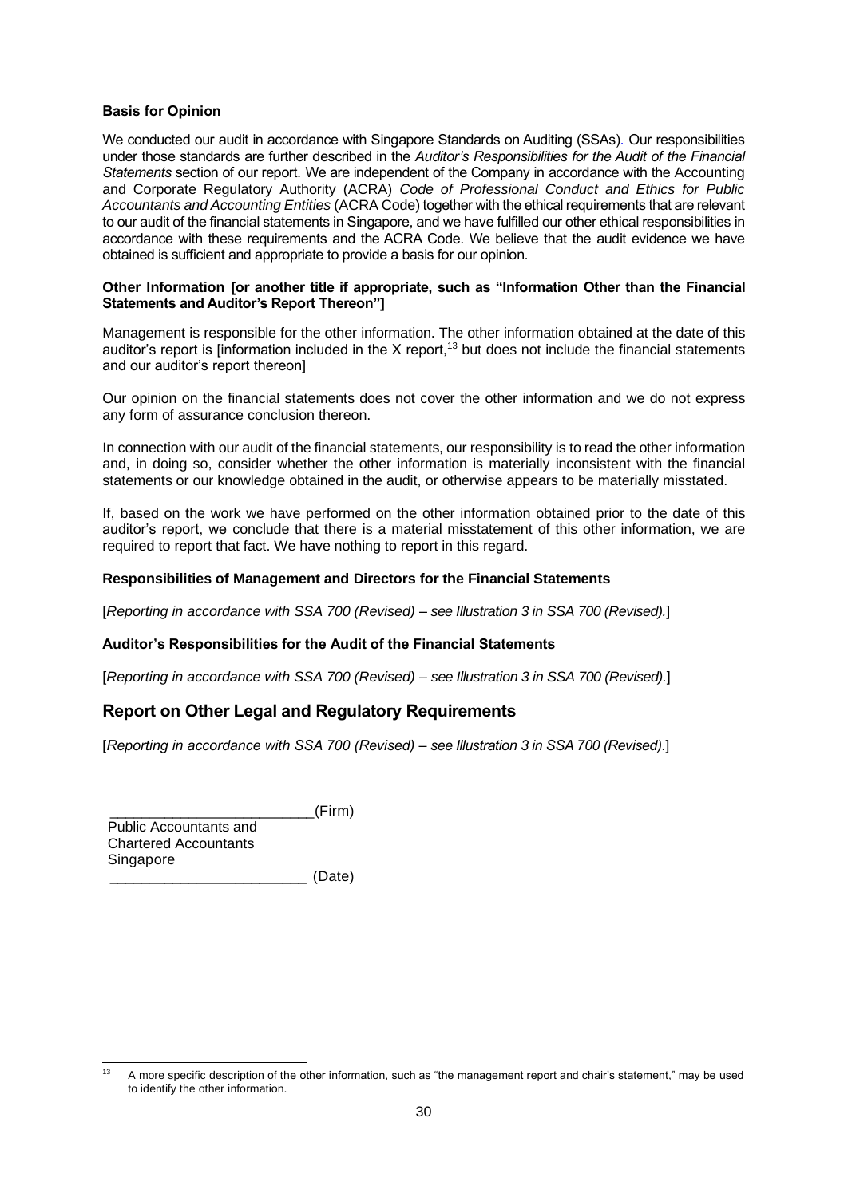**Basis for Opinion**

We conducted our audit in accordance with Singapore Standards on Auditing (SSAs). Our responsibilities under those standards are further described in the *Auditor's Responsibilities for the Audit of the Financial Statements* section of our report. We are independent of the Company in accordance with the Accounting and Corporate Regulatory Authority (ACRA) *Code of Professional Conduct and Ethics for Public Accountants and Accounting Entities* (ACRA Code) together with the ethical requirements that are relevant to our audit of the financial statements in Singapore, and we have fulfilled our other ethical responsibilities in accordance with these requirements and the ACRA Code. We believe that the audit evidence we have obtained is sufficient and appropriate to provide a basis for our opinion.

**Other Information [or another title if appropriate, such as "Information Other than the Financial Statements and Auditor's Report Thereon"]**

Management is responsible for the other information. The other information obtained at the date of this auditor's report is [information included in the X report,[13] but does not include the financial statements and our auditor's report thereon]

Our opinion on the financial statements does not cover the other information and we do not express any form of assurance conclusion thereon.

In connection with our audit of the financial statements, our responsibility is to read the other information and, in doing so, consider whether the other information is materially inconsistent with the financial statements or our knowledge obtained in the audit, or otherwise appears to be materially misstated.

If, based on the work we have performed on the other information obtained prior to the date of this auditor's report, we conclude that there is a material misstatement of this other information, we are required to report that fact. We have nothing to report in this regard.

**Responsibilities of Management and Directors for the Financial Statements**

[*Reporting in accordance with SSA 700 (Revised) – see Illustration 3 in SSA 700 (Revised).*]

**Auditor's Responsibilities for the Audit of the Financial Statements**

[*Reporting in accordance with SSA 700 (Revised) – see Illustration 3 in SSA 700 (Revised).*]

## Report on Other Legal and Regulatory Requirements

[*Reporting in accordance with SSA 700 (Revised) – see Illustration 3 in SSA 700 (Revised).*]

_________________________(Firm)
Public Accountants and
Chartered Accountants
Singapore
________________________ (Date)

---

[13] A more specific description of the other information, such as "the management report and chair's statement," may be used to identify the other information.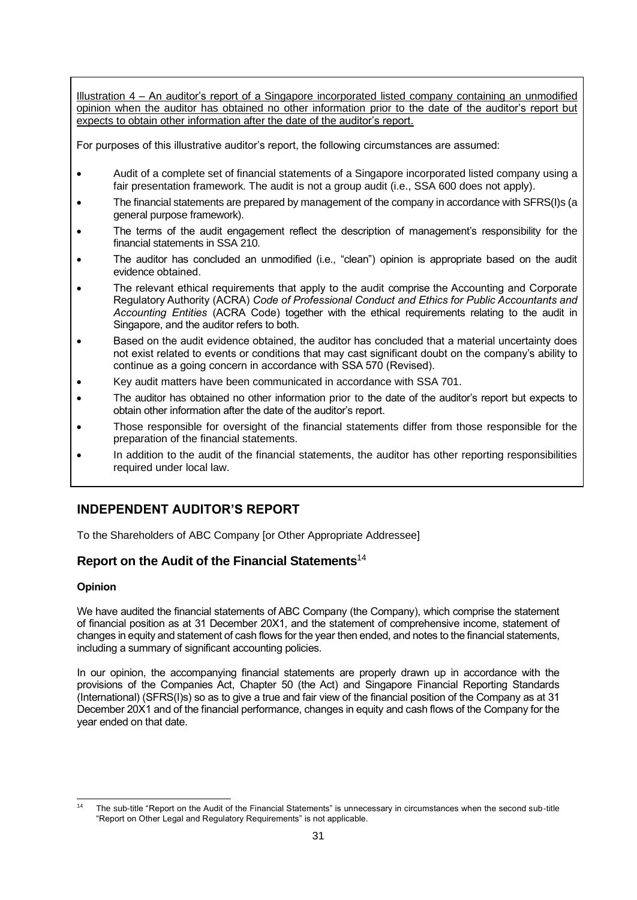Illustration 4 – An auditor's report of a Singapore incorporated listed company containing an unmodified opinion when the auditor has obtained no other information prior to the date of the auditor's report but expects to obtain other information after the date of the auditor's report.

For purposes of this illustrative auditor's report, the following circumstances are assumed:

- Audit of a complete set of financial statements of a Singapore incorporated listed company using a fair presentation framework. The audit is not a group audit (i.e., SSA 600 does not apply).
- The financial statements are prepared by management of the company in accordance with SFRS(I)s (a general purpose framework).
- The terms of the audit engagement reflect the description of management's responsibility for the financial statements in SSA 210.
- The auditor has concluded an unmodified (i.e., "clean") opinion is appropriate based on the audit evidence obtained.
- The relevant ethical requirements that apply to the audit comprise the Accounting and Corporate Regulatory Authority (ACRA) *Code of Professional Conduct and Ethics for Public Accountants and Accounting Entities* (ACRA Code) together with the ethical requirements relating to the audit in Singapore, and the auditor refers to both.
- Based on the audit evidence obtained, the auditor has concluded that a material uncertainty does not exist related to events or conditions that may cast significant doubt on the company's ability to continue as a going concern in accordance with SSA 570 (Revised).
- Key audit matters have been communicated in accordance with SSA 701.
- The auditor has obtained no other information prior to the date of the auditor's report but expects to obtain other information after the date of the auditor's report.
- Those responsible for oversight of the financial statements differ from those responsible for the preparation of the financial statements.
- In addition to the audit of the financial statements, the auditor has other reporting responsibilities required under local law.

## INDEPENDENT AUDITOR'S REPORT

To the Shareholders of ABC Company [or Other Appropriate Addressee]

### Report on the Audit of the Financial Statements[14]

#### Opinion

We have audited the financial statements of ABC Company (the Company), which comprise the statement of financial position as at 31 December 20X1, and the statement of comprehensive income, statement of changes in equity and statement of cash flows for the year then ended, and notes to the financial statements, including a summary of significant accounting policies.

In our opinion, the accompanying financial statements are properly drawn up in accordance with the provisions of the Companies Act, Chapter 50 (the Act) and Singapore Financial Reporting Standards (International) (SFRS(I)s) so as to give a true and fair view of the financial position of the Company as at 31 December 20X1 and of the financial performance, changes in equity and cash flows of the Company for the year ended on that date.

[14] The sub-title "Report on the Audit of the Financial Statements" is unnecessary in circumstances when the second sub-title "Report on Other Legal and Regulatory Requirements" is not applicable.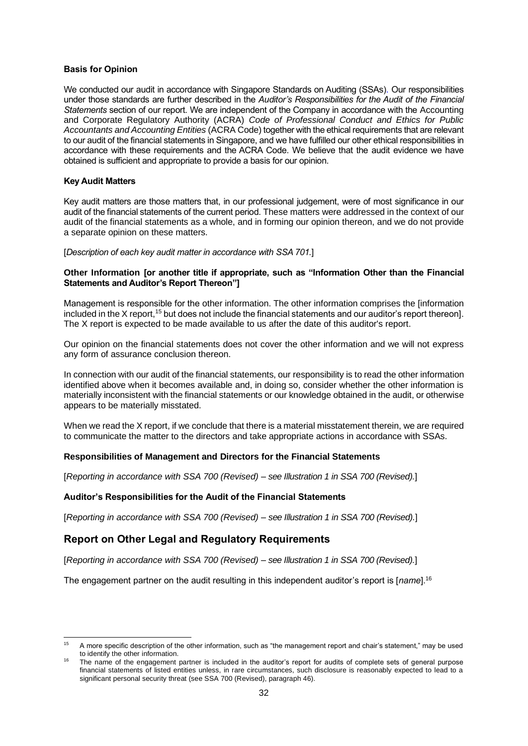**Basis for Opinion**

We conducted our audit in accordance with Singapore Standards on Auditing (SSAs). Our responsibilities under those standards are further described in the *Auditor's Responsibilities for the Audit of the Financial Statements* section of our report. We are independent of the Company in accordance with the Accounting and Corporate Regulatory Authority (ACRA) *Code of Professional Conduct and Ethics for Public Accountants and Accounting Entities* (ACRA Code) together with the ethical requirements that are relevant to our audit of the financial statements in Singapore, and we have fulfilled our other ethical responsibilities in accordance with these requirements and the ACRA Code. We believe that the audit evidence we have obtained is sufficient and appropriate to provide a basis for our opinion.

**Key Audit Matters**

Key audit matters are those matters that, in our professional judgement, were of most significance in our audit of the financial statements of the current period. These matters were addressed in the context of our audit of the financial statements as a whole, and in forming our opinion thereon, and we do not provide a separate opinion on these matters.

[*Description of each key audit matter in accordance with SSA 701.*]

**Other Information [or another title if appropriate, such as "Information Other than the Financial Statements and Auditor's Report Thereon"]**

Management is responsible for the other information. The other information comprises the [information included in the X report,[15] but does not include the financial statements and our auditor's report thereon]. The X report is expected to be made available to us after the date of this auditor's report.

Our opinion on the financial statements does not cover the other information and we will not express any form of assurance conclusion thereon.

In connection with our audit of the financial statements, our responsibility is to read the other information identified above when it becomes available and, in doing so, consider whether the other information is materially inconsistent with the financial statements or our knowledge obtained in the audit, or otherwise appears to be materially misstated.

When we read the X report, if we conclude that there is a material misstatement therein, we are required to communicate the matter to the directors and take appropriate actions in accordance with SSAs.

**Responsibilities of Management and Directors for the Financial Statements**

[*Reporting in accordance with SSA 700 (Revised) – see Illustration 1 in SSA 700 (Revised).*]

**Auditor's Responsibilities for the Audit of the Financial Statements**

[*Reporting in accordance with SSA 700 (Revised) – see Illustration 1 in SSA 700 (Revised).*]

## Report on Other Legal and Regulatory Requirements

[*Reporting in accordance with SSA 700 (Revised) – see Illustration 1 in SSA 700 (Revised).*]

The engagement partner on the audit resulting in this independent auditor's report is [*name*].[16]

---

[15] A more specific description of the other information, such as "the management report and chair's statement," may be used to identify the other information.

[16] The name of the engagement partner is included in the auditor's report for audits of complete sets of general purpose financial statements of listed entities unless, in rare circumstances, such disclosure is reasonably expected to lead to a significant personal security threat (see SSA 700 (Revised), paragraph 46).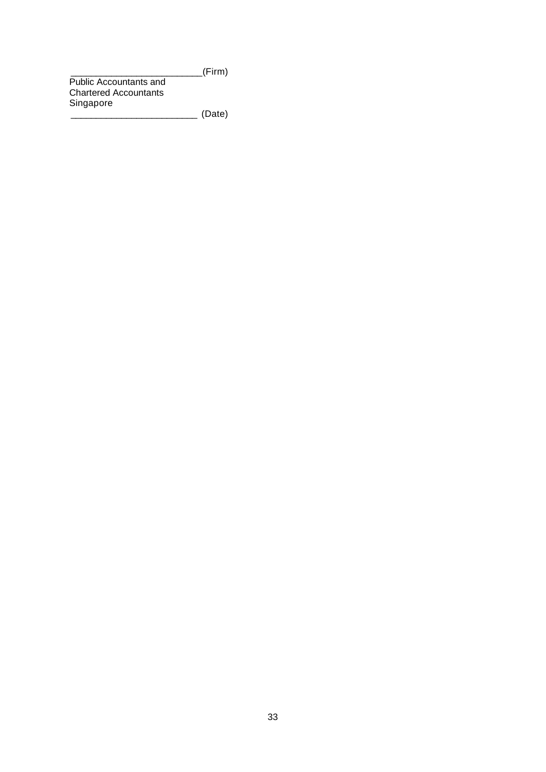_________________________(Firm)
Public Accountants and
Chartered Accountants
Singapore
________________________ (Date)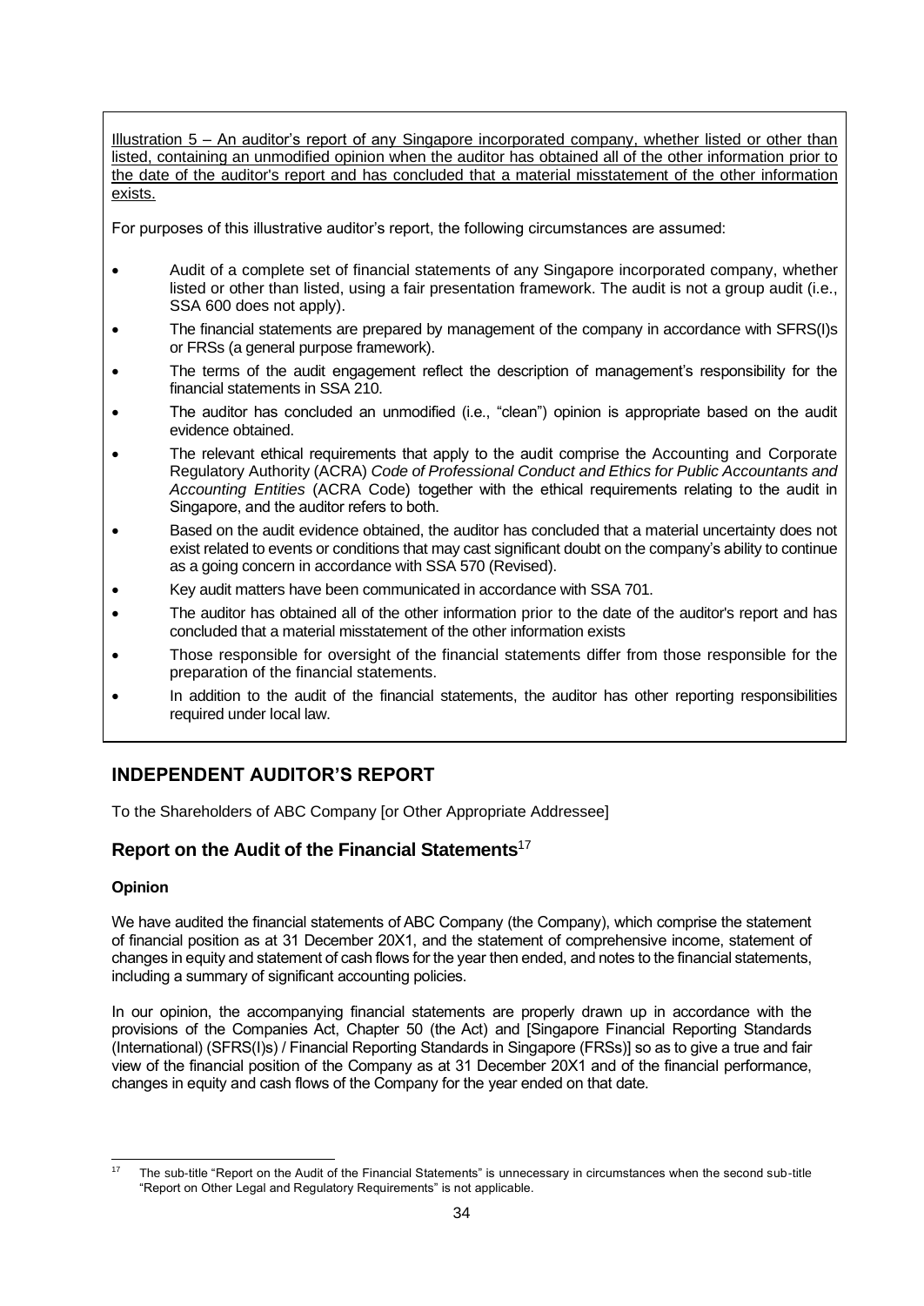Illustration 5 – An auditor's report of any Singapore incorporated company, whether listed or other than listed, containing an unmodified opinion when the auditor has obtained all of the other information prior to the date of the auditor's report and has concluded that a material misstatement of the other information exists.

For purposes of this illustrative auditor's report, the following circumstances are assumed:

- Audit of a complete set of financial statements of any Singapore incorporated company, whether listed or other than listed, using a fair presentation framework. The audit is not a group audit (i.e., SSA 600 does not apply).
- The financial statements are prepared by management of the company in accordance with SFRS(I)s or FRSs (a general purpose framework).
- The terms of the audit engagement reflect the description of management's responsibility for the financial statements in SSA 210.
- The auditor has concluded an unmodified (i.e., "clean") opinion is appropriate based on the audit evidence obtained.
- The relevant ethical requirements that apply to the audit comprise the Accounting and Corporate Regulatory Authority (ACRA) *Code of Professional Conduct and Ethics for Public Accountants and Accounting Entities* (ACRA Code) together with the ethical requirements relating to the audit in Singapore, and the auditor refers to both.
- Based on the audit evidence obtained, the auditor has concluded that a material uncertainty does not exist related to events or conditions that may cast significant doubt on the company's ability to continue as a going concern in accordance with SSA 570 (Revised).
- Key audit matters have been communicated in accordance with SSA 701.
- The auditor has obtained all of the other information prior to the date of the auditor's report and has concluded that a material misstatement of the other information exists
- Those responsible for oversight of the financial statements differ from those responsible for the preparation of the financial statements.
- In addition to the audit of the financial statements, the auditor has other reporting responsibilities required under local law.

## INDEPENDENT AUDITOR'S REPORT

To the Shareholders of ABC Company [or Other Appropriate Addressee]

### Report on the Audit of the Financial Statements[17]

**Opinion**

We have audited the financial statements of ABC Company (the Company), which comprise the statement of financial position as at 31 December 20X1, and the statement of comprehensive income, statement of changes in equity and statement of cash flows for the year then ended, and notes to the financial statements, including a summary of significant accounting policies.

In our opinion, the accompanying financial statements are properly drawn up in accordance with the provisions of the Companies Act, Chapter 50 (the Act) and [Singapore Financial Reporting Standards (International) (SFRS(I)s) / Financial Reporting Standards in Singapore (FRSs)] so as to give a true and fair view of the financial position of the Company as at 31 December 20X1 and of the financial performance, changes in equity and cash flows of the Company for the year ended on that date.

[17] The sub-title "Report on the Audit of the Financial Statements" is unnecessary in circumstances when the second sub-title "Report on Other Legal and Regulatory Requirements" is not applicable.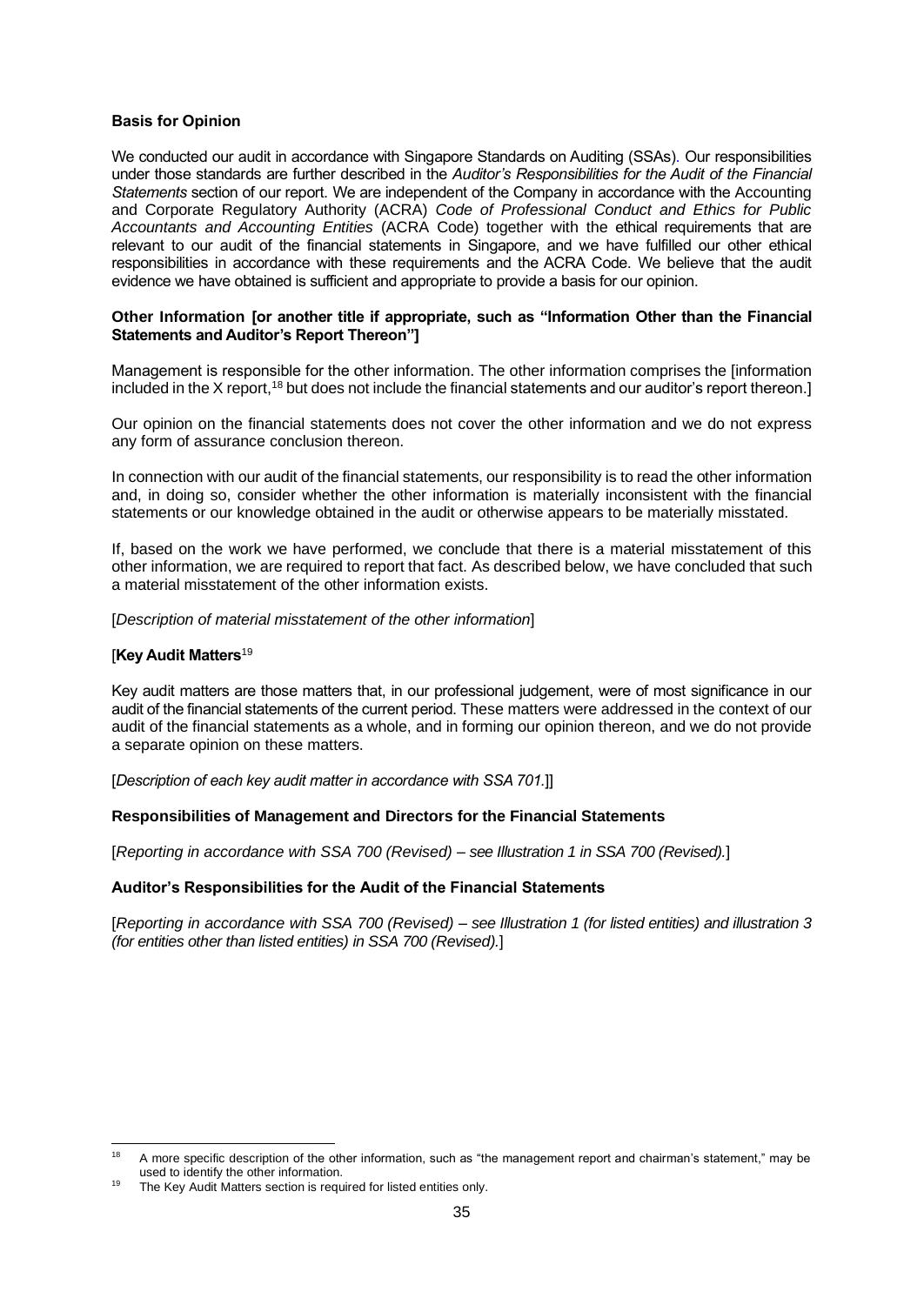**Basis for Opinion**

We conducted our audit in accordance with Singapore Standards on Auditing (SSAs). Our responsibilities under those standards are further described in the *Auditor's Responsibilities for the Audit of the Financial Statements* section of our report. We are independent of the Company in accordance with the Accounting and Corporate Regulatory Authority (ACRA) *Code of Professional Conduct and Ethics for Public Accountants and Accounting Entities* (ACRA Code) together with the ethical requirements that are relevant to our audit of the financial statements in Singapore, and we have fulfilled our other ethical responsibilities in accordance with these requirements and the ACRA Code. We believe that the audit evidence we have obtained is sufficient and appropriate to provide a basis for our opinion.

**Other Information [or another title if appropriate, such as "Information Other than the Financial Statements and Auditor's Report Thereon"]**

Management is responsible for the other information. The other information comprises the [information included in the X report,[18] but does not include the financial statements and our auditor's report thereon.]

Our opinion on the financial statements does not cover the other information and we do not express any form of assurance conclusion thereon.

In connection with our audit of the financial statements, our responsibility is to read the other information and, in doing so, consider whether the other information is materially inconsistent with the financial statements or our knowledge obtained in the audit or otherwise appears to be materially misstated.

If, based on the work we have performed, we conclude that there is a material misstatement of this other information, we are required to report that fact. As described below, we have concluded that such a material misstatement of the other information exists.

[*Description of material misstatement of the other information*]

[**Key Audit Matters**[19]

Key audit matters are those matters that, in our professional judgement, were of most significance in our audit of the financial statements of the current period. These matters were addressed in the context of our audit of the financial statements as a whole, and in forming our opinion thereon, and we do not provide a separate opinion on these matters.

[*Description of each key audit matter in accordance with SSA 701.*]]

**Responsibilities of Management and Directors for the Financial Statements**

[*Reporting in accordance with SSA 700 (Revised) – see Illustration 1 in SSA 700 (Revised).*]

**Auditor's Responsibilities for the Audit of the Financial Statements**

[*Reporting in accordance with SSA 700 (Revised) – see Illustration 1 (for listed entities) and illustration 3 (for entities other than listed entities) in SSA 700 (Revised).*]

---

[18] A more specific description of the other information, such as "the management report and chairman's statement," may be used to identify the other information.

[19] The Key Audit Matters section is required for listed entities only.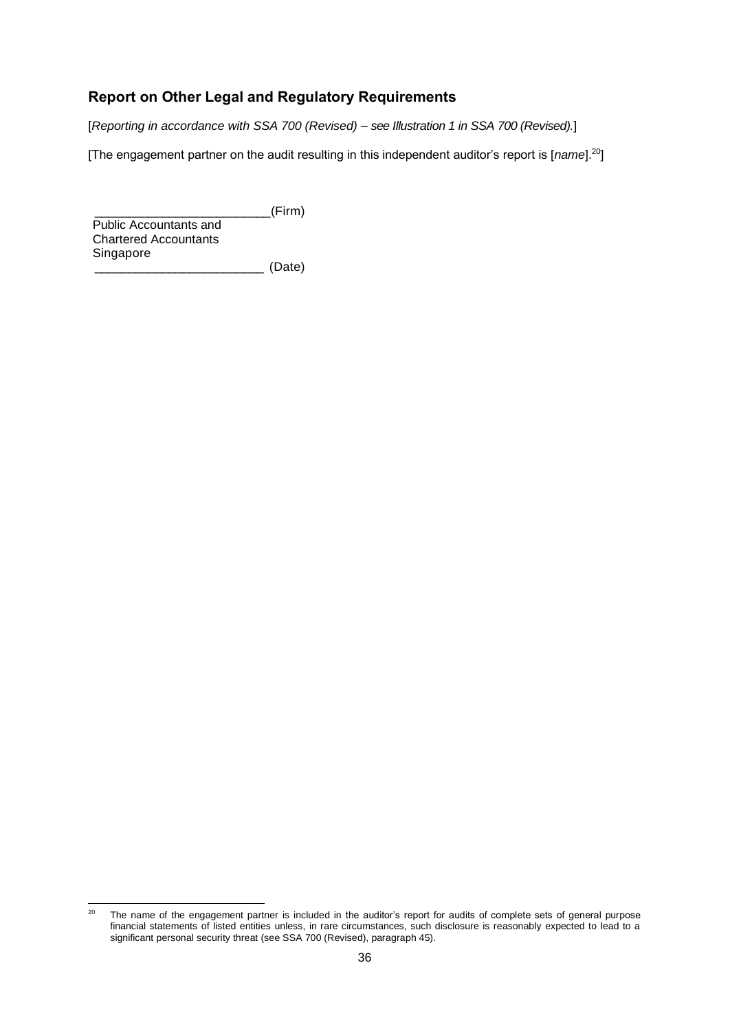### Report on Other Legal and Regulatory Requirements

[*Reporting in accordance with SSA 700 (Revised) – see Illustration 1 in SSA 700 (Revised).*]

[The engagement partner on the audit resulting in this independent auditor's report is [*name*].[20]]

_________________________(Firm)
Public Accountants and
Chartered Accountants
Singapore
________________________ (Date)

---

[20] The name of the engagement partner is included in the auditor's report for audits of complete sets of general purpose financial statements of listed entities unless, in rare circumstances, such disclosure is reasonably expected to lead to a significant personal security threat (see SSA 700 (Revised), paragraph 45).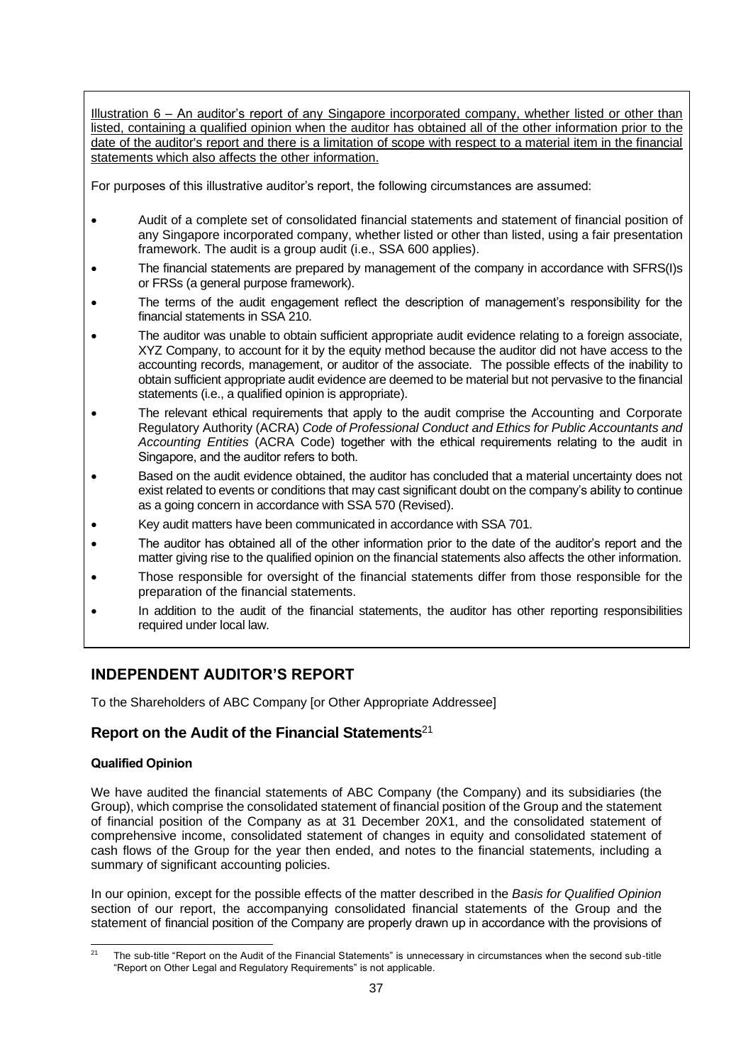Illustration 6 – An auditor's report of any Singapore incorporated company, whether listed or other than listed, containing a qualified opinion when the auditor has obtained all of the other information prior to the date of the auditor's report and there is a limitation of scope with respect to a material item in the financial statements which also affects the other information.

For purposes of this illustrative auditor's report, the following circumstances are assumed:

- Audit of a complete set of consolidated financial statements and statement of financial position of any Singapore incorporated company, whether listed or other than listed, using a fair presentation framework. The audit is a group audit (i.e., SSA 600 applies).
- The financial statements are prepared by management of the company in accordance with SFRS(I)s or FRSs (a general purpose framework).
- The terms of the audit engagement reflect the description of management's responsibility for the financial statements in SSA 210.
- The auditor was unable to obtain sufficient appropriate audit evidence relating to a foreign associate, XYZ Company, to account for it by the equity method because the auditor did not have access to the accounting records, management, or auditor of the associate. The possible effects of the inability to obtain sufficient appropriate audit evidence are deemed to be material but not pervasive to the financial statements (i.e., a qualified opinion is appropriate).
- The relevant ethical requirements that apply to the audit comprise the Accounting and Corporate Regulatory Authority (ACRA) *Code of Professional Conduct and Ethics for Public Accountants and Accounting Entities* (ACRA Code) together with the ethical requirements relating to the audit in Singapore, and the auditor refers to both.
- Based on the audit evidence obtained, the auditor has concluded that a material uncertainty does not exist related to events or conditions that may cast significant doubt on the company's ability to continue as a going concern in accordance with SSA 570 (Revised).
- Key audit matters have been communicated in accordance with SSA 701.
- The auditor has obtained all of the other information prior to the date of the auditor's report and the matter giving rise to the qualified opinion on the financial statements also affects the other information.
- Those responsible for oversight of the financial statements differ from those responsible for the preparation of the financial statements.
- In addition to the audit of the financial statements, the auditor has other reporting responsibilities required under local law.

## INDEPENDENT AUDITOR'S REPORT

To the Shareholders of ABC Company [or Other Appropriate Addressee]

### Report on the Audit of the Financial Statements[21]

#### Qualified Opinion

We have audited the financial statements of ABC Company (the Company) and its subsidiaries (the Group), which comprise the consolidated statement of financial position of the Group and the statement of financial position of the Company as at 31 December 20X1, and the consolidated statement of comprehensive income, consolidated statement of changes in equity and consolidated statement of cash flows of the Group for the year then ended, and notes to the financial statements, including a summary of significant accounting policies.

In our opinion, except for the possible effects of the matter described in the *Basis for Qualified Opinion* section of our report, the accompanying consolidated financial statements of the Group and the statement of financial position of the Company are properly drawn up in accordance with the provisions of

[21] The sub-title "Report on the Audit of the Financial Statements" is unnecessary in circumstances when the second sub-title "Report on Other Legal and Regulatory Requirements" is not applicable.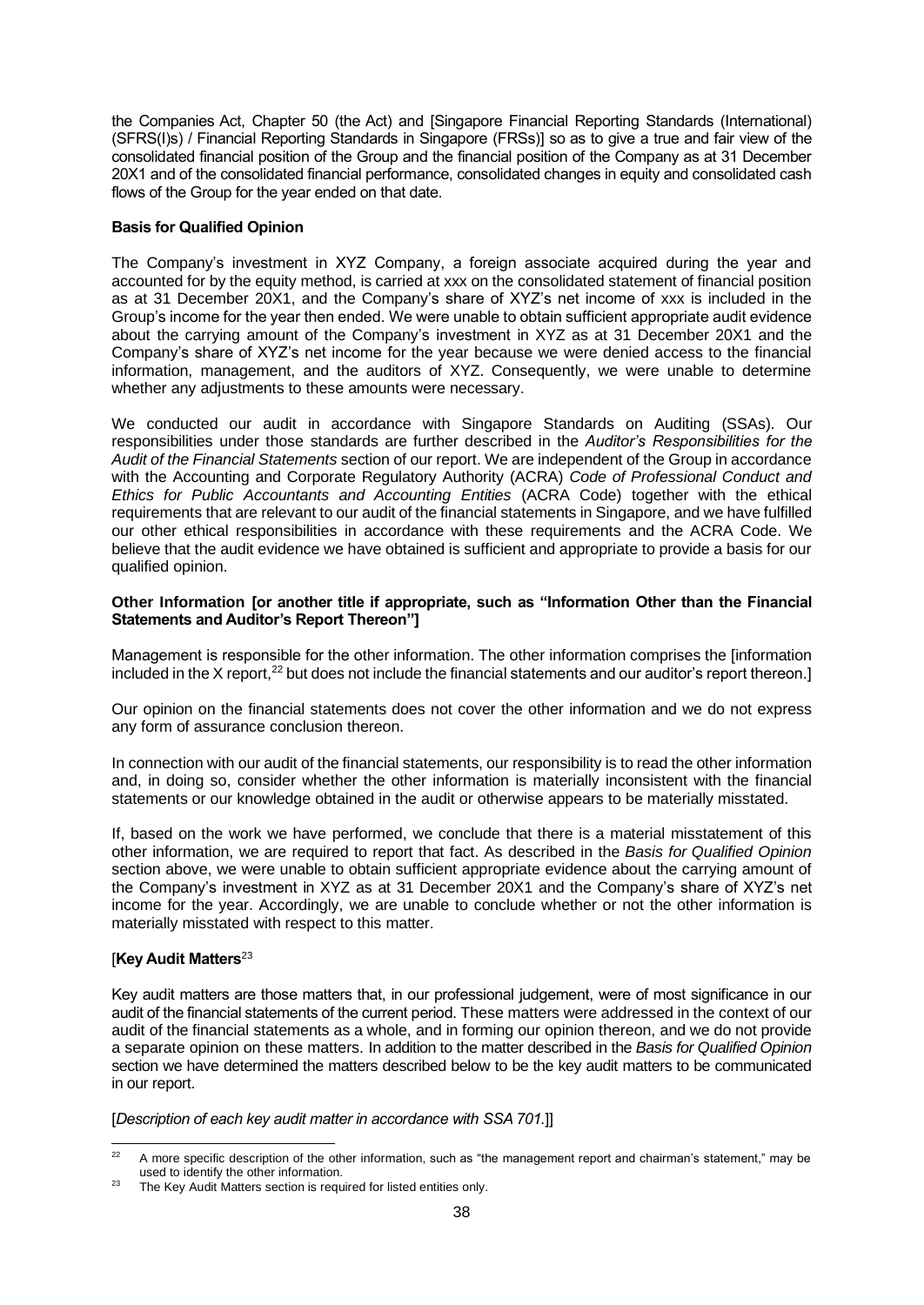the Companies Act, Chapter 50 (the Act) and [Singapore Financial Reporting Standards (International) (SFRS(I)s) / Financial Reporting Standards in Singapore (FRSs)] so as to give a true and fair view of the consolidated financial position of the Group and the financial position of the Company as at 31 December 20X1 and of the consolidated financial performance, consolidated changes in equity and consolidated cash flows of the Group for the year ended on that date.

**Basis for Qualified Opinion**

The Company's investment in XYZ Company, a foreign associate acquired during the year and accounted for by the equity method, is carried at xxx on the consolidated statement of financial position as at 31 December 20X1, and the Company's share of XYZ's net income of xxx is included in the Group's income for the year then ended. We were unable to obtain sufficient appropriate audit evidence about the carrying amount of the Company's investment in XYZ as at 31 December 20X1 and the Company's share of XYZ's net income for the year because we were denied access to the financial information, management, and the auditors of XYZ. Consequently, we were unable to determine whether any adjustments to these amounts were necessary.

We conducted our audit in accordance with Singapore Standards on Auditing (SSAs). Our responsibilities under those standards are further described in the *Auditor's Responsibilities for the Audit of the Financial Statements* section of our report. We are independent of the Group in accordance with the Accounting and Corporate Regulatory Authority (ACRA) *Code of Professional Conduct and Ethics for Public Accountants and Accounting Entities* (ACRA Code) together with the ethical requirements that are relevant to our audit of the financial statements in Singapore, and we have fulfilled our other ethical responsibilities in accordance with these requirements and the ACRA Code. We believe that the audit evidence we have obtained is sufficient and appropriate to provide a basis for our qualified opinion.

**Other Information [or another title if appropriate, such as "Information Other than the Financial Statements and Auditor's Report Thereon"]**

Management is responsible for the other information. The other information comprises the [information included in the X report,[22] but does not include the financial statements and our auditor's report thereon.]

Our opinion on the financial statements does not cover the other information and we do not express any form of assurance conclusion thereon.

In connection with our audit of the financial statements, our responsibility is to read the other information and, in doing so, consider whether the other information is materially inconsistent with the financial statements or our knowledge obtained in the audit or otherwise appears to be materially misstated.

If, based on the work we have performed, we conclude that there is a material misstatement of this other information, we are required to report that fact. As described in the *Basis for Qualified Opinion* section above, we were unable to obtain sufficient appropriate evidence about the carrying amount of the Company's investment in XYZ as at 31 December 20X1 and the Company's share of XYZ's net income for the year. Accordingly, we are unable to conclude whether or not the other information is materially misstated with respect to this matter.

[**Key Audit Matters**[23]

Key audit matters are those matters that, in our professional judgement, were of most significance in our audit of the financial statements of the current period. These matters were addressed in the context of our audit of the financial statements as a whole, and in forming our opinion thereon, and we do not provide a separate opinion on these matters. In addition to the matter described in the *Basis for Qualified Opinion* section we have determined the matters described below to be the key audit matters to be communicated in our report.

[*Description of each key audit matter in accordance with SSA 701.*]]

---

[22] A more specific description of the other information, such as "the management report and chairman's statement," may be used to identify the other information.

[23] The Key Audit Matters section is required for listed entities only.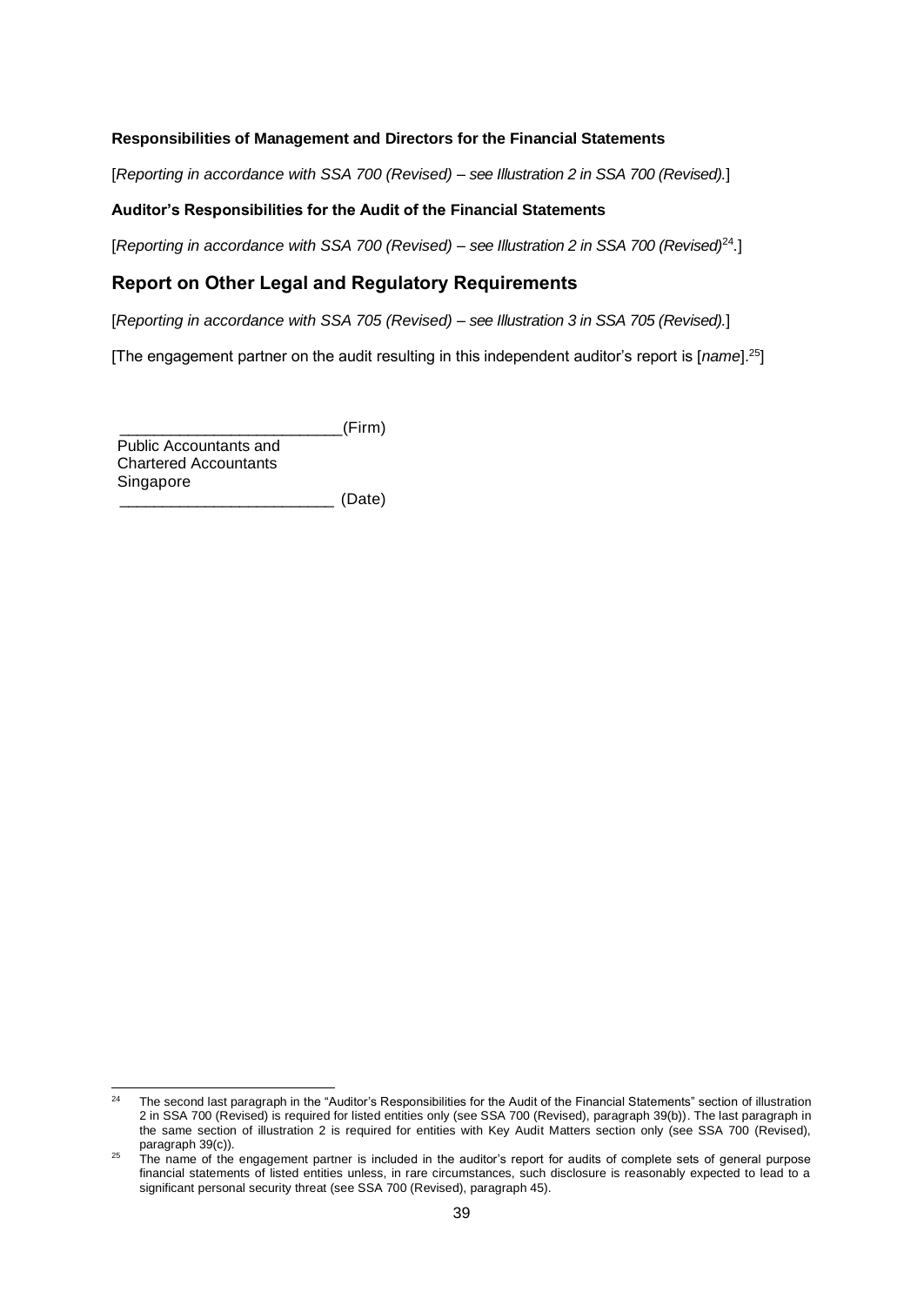**Responsibilities of Management and Directors for the Financial Statements**

[*Reporting in accordance with SSA 700 (Revised) – see Illustration 2 in SSA 700 (Revised).*]

**Auditor's Responsibilities for the Audit of the Financial Statements**

[*Reporting in accordance with SSA 700 (Revised) – see Illustration 2 in SSA 700 (Revised)*[24]*.*]

## Report on Other Legal and Regulatory Requirements

[*Reporting in accordance with SSA 705 (Revised) – see Illustration 3 in SSA 705 (Revised).*]

[The engagement partner on the audit resulting in this independent auditor's report is [*name*].[25]]

_________________________(Firm)
Public Accountants and
Chartered Accountants
Singapore
________________________ (Date)

---

[24] The second last paragraph in the "Auditor's Responsibilities for the Audit of the Financial Statements" section of illustration 2 in SSA 700 (Revised) is required for listed entities only (see SSA 700 (Revised), paragraph 39(b)). The last paragraph in the same section of illustration 2 is required for entities with Key Audit Matters section only (see SSA 700 (Revised), paragraph 39(c)).

[25] The name of the engagement partner is included in the auditor's report for audits of complete sets of general purpose financial statements of listed entities unless, in rare circumstances, such disclosure is reasonably expected to lead to a significant personal security threat (see SSA 700 (Revised), paragraph 45).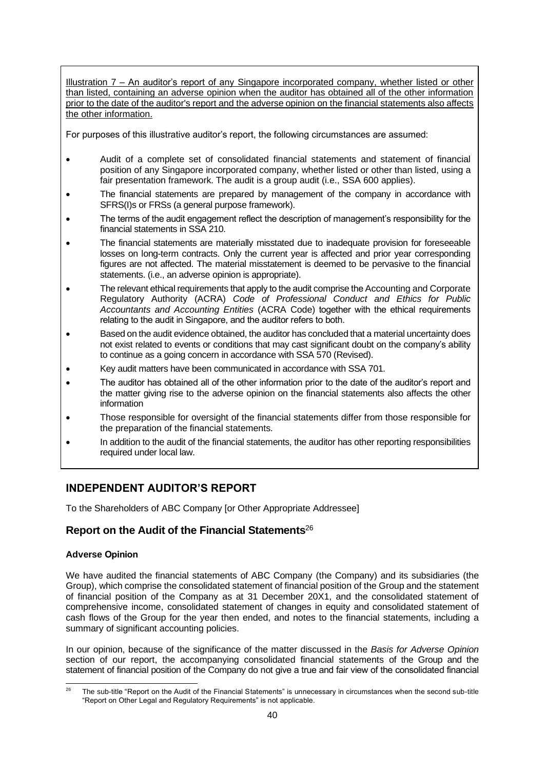Illustration 7 – An auditor's report of any Singapore incorporated company, whether listed or other than listed, containing an adverse opinion when the auditor has obtained all of the other information prior to the date of the auditor's report and the adverse opinion on the financial statements also affects the other information.

For purposes of this illustrative auditor's report, the following circumstances are assumed:

- Audit of a complete set of consolidated financial statements and statement of financial position of any Singapore incorporated company, whether listed or other than listed, using a fair presentation framework. The audit is a group audit (i.e., SSA 600 applies).
- The financial statements are prepared by management of the company in accordance with SFRS(I)s or FRSs (a general purpose framework).
- The terms of the audit engagement reflect the description of management's responsibility for the financial statements in SSA 210.
- The financial statements are materially misstated due to inadequate provision for foreseeable losses on long-term contracts. Only the current year is affected and prior year corresponding figures are not affected. The material misstatement is deemed to be pervasive to the financial statements. (i.e., an adverse opinion is appropriate).
- The relevant ethical requirements that apply to the audit comprise the Accounting and Corporate Regulatory Authority (ACRA) *Code of Professional Conduct and Ethics for Public Accountants and Accounting Entities* (ACRA Code) together with the ethical requirements relating to the audit in Singapore, and the auditor refers to both.
- Based on the audit evidence obtained, the auditor has concluded that a material uncertainty does not exist related to events or conditions that may cast significant doubt on the company's ability to continue as a going concern in accordance with SSA 570 (Revised).
- Key audit matters have been communicated in accordance with SSA 701.
- The auditor has obtained all of the other information prior to the date of the auditor's report and the matter giving rise to the adverse opinion on the financial statements also affects the other information
- Those responsible for oversight of the financial statements differ from those responsible for the preparation of the financial statements.
- In addition to the audit of the financial statements, the auditor has other reporting responsibilities required under local law.

## INDEPENDENT AUDITOR'S REPORT

To the Shareholders of ABC Company [or Other Appropriate Addressee]

### Report on the Audit of the Financial Statements[26]

#### Adverse Opinion

We have audited the financial statements of ABC Company (the Company) and its subsidiaries (the Group), which comprise the consolidated statement of financial position of the Group and the statement of financial position of the Company as at 31 December 20X1, and the consolidated statement of comprehensive income, consolidated statement of changes in equity and consolidated statement of cash flows of the Group for the year then ended, and notes to the financial statements, including a summary of significant accounting policies.

In our opinion, because of the significance of the matter discussed in the *Basis for Adverse Opinion* section of our report, the accompanying consolidated financial statements of the Group and the statement of financial position of the Company do not give a true and fair view of the consolidated financial

[26] The sub-title "Report on the Audit of the Financial Statements" is unnecessary in circumstances when the second sub-title "Report on Other Legal and Regulatory Requirements" is not applicable.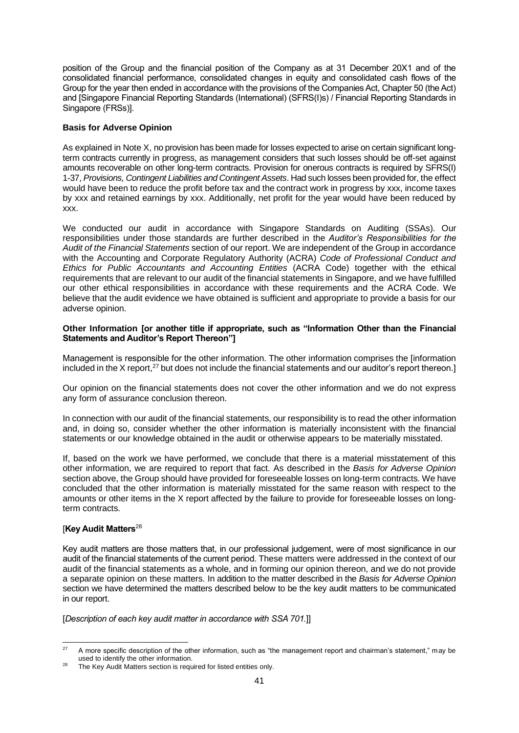position of the Group and the financial position of the Company as at 31 December 20X1 and of the consolidated financial performance, consolidated changes in equity and consolidated cash flows of the Group for the year then ended in accordance with the provisions of the Companies Act, Chapter 50 (the Act) and [Singapore Financial Reporting Standards (International) (SFRS(I)s) / Financial Reporting Standards in Singapore (FRSs)].

**Basis for Adverse Opinion**

As explained in Note X, no provision has been made for losses expected to arise on certain significant long-term contracts currently in progress, as management considers that such losses should be off-set against amounts recoverable on other long-term contracts. Provision for onerous contracts is required by SFRS(I) 1-37, *Provisions, Contingent Liabilities and Contingent Assets*. Had such losses been provided for, the effect would have been to reduce the profit before tax and the contract work in progress by xxx, income taxes by xxx and retained earnings by xxx. Additionally, net profit for the year would have been reduced by xxx.

We conducted our audit in accordance with Singapore Standards on Auditing (SSAs). Our responsibilities under those standards are further described in the *Auditor's Responsibilities for the Audit of the Financial Statements* section of our report. We are independent of the Group in accordance with the Accounting and Corporate Regulatory Authority (ACRA) *Code of Professional Conduct and Ethics for Public Accountants and Accounting Entities* (ACRA Code) together with the ethical requirements that are relevant to our audit of the financial statements in Singapore, and we have fulfilled our other ethical responsibilities in accordance with these requirements and the ACRA Code. We believe that the audit evidence we have obtained is sufficient and appropriate to provide a basis for our adverse opinion.

**Other Information [or another title if appropriate, such as "Information Other than the Financial Statements and Auditor's Report Thereon"]**

Management is responsible for the other information. The other information comprises the [information included in the X report,[27] but does not include the financial statements and our auditor's report thereon.]

Our opinion on the financial statements does not cover the other information and we do not express any form of assurance conclusion thereon.

In connection with our audit of the financial statements, our responsibility is to read the other information and, in doing so, consider whether the other information is materially inconsistent with the financial statements or our knowledge obtained in the audit or otherwise appears to be materially misstated.

If, based on the work we have performed, we conclude that there is a material misstatement of this other information, we are required to report that fact. As described in the *Basis for Adverse Opinion* section above, the Group should have provided for foreseeable losses on long-term contracts. We have concluded that the other information is materially misstated for the same reason with respect to the amounts or other items in the X report affected by the failure to provide for foreseeable losses on long-term contracts.

[**Key Audit Matters**[28]

Key audit matters are those matters that, in our professional judgement, were of most significance in our audit of the financial statements of the current period. These matters were addressed in the context of our audit of the financial statements as a whole, and in forming our opinion thereon, and we do not provide a separate opinion on these matters. In addition to the matter described in the *Basis for Adverse Opinion* section we have determined the matters described below to be the key audit matters to be communicated in our report.

[*Description of each key audit matter in accordance with SSA 701.*]]

---

[27] A more specific description of the other information, such as "the management report and chairman's statement," may be used to identify the other information.

[28] The Key Audit Matters section is required for listed entities only.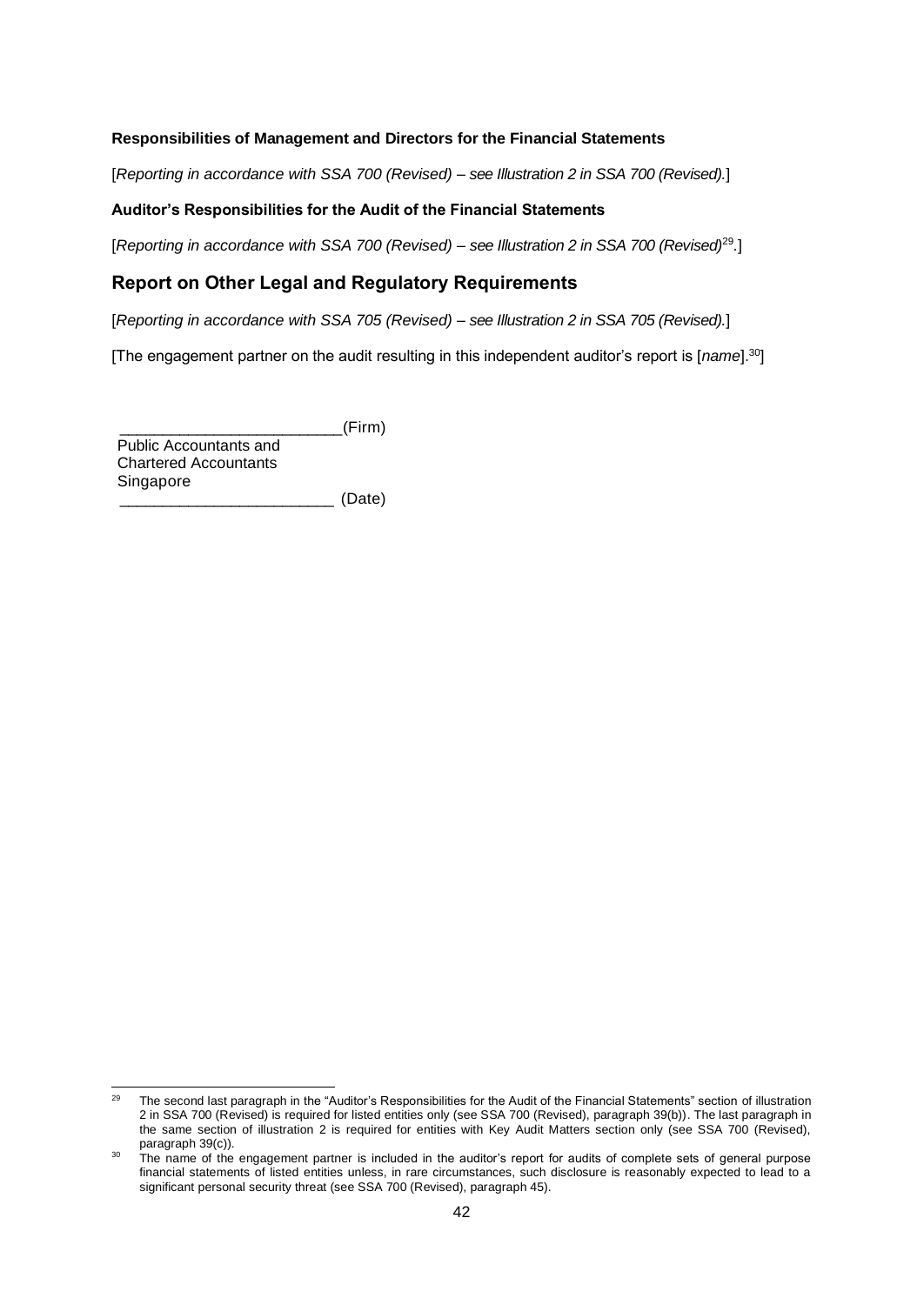**Responsibilities of Management and Directors for the Financial Statements**

[*Reporting in accordance with SSA 700 (Revised) – see Illustration 2 in SSA 700 (Revised).*]

**Auditor's Responsibilities for the Audit of the Financial Statements**

[*Reporting in accordance with SSA 700 (Revised) – see Illustration 2 in SSA 700 (Revised)*[29]*.*]

## Report on Other Legal and Regulatory Requirements

[*Reporting in accordance with SSA 705 (Revised) – see Illustration 2 in SSA 705 (Revised).*]

[The engagement partner on the audit resulting in this independent auditor's report is [*name*].[30]]

_________________________(Firm)
Public Accountants and
Chartered Accountants
Singapore
________________________ (Date)

---

[29] The second last paragraph in the "Auditor's Responsibilities for the Audit of the Financial Statements" section of illustration 2 in SSA 700 (Revised) is required for listed entities only (see SSA 700 (Revised), paragraph 39(b)). The last paragraph in the same section of illustration 2 is required for entities with Key Audit Matters section only (see SSA 700 (Revised), paragraph 39(c)).

[30] The name of the engagement partner is included in the auditor's report for audits of complete sets of general purpose financial statements of listed entities unless, in rare circumstances, such disclosure is reasonably expected to lead to a significant personal security threat (see SSA 700 (Revised), paragraph 45).